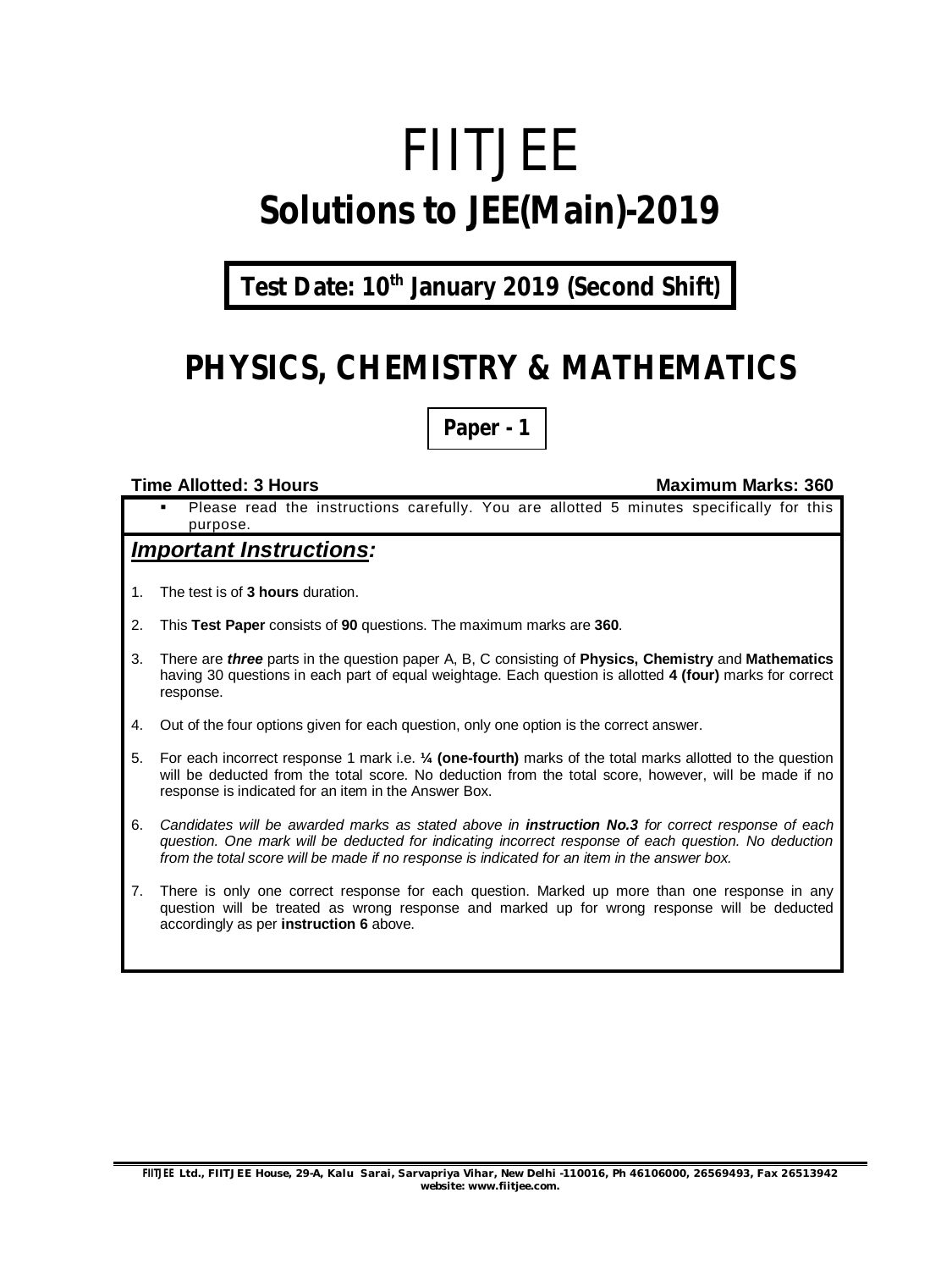# FIITJEE

# Solutions to JEE(Main)-2019

**Test Date: 10th January 2019 (Second Shift)**

## PHYSICS, CHEMISTRY & MATHEMATICS

**Paper - 1**

**Time Allotted: 3 Hours** **Maximum Marks: 360**

- Please read the instructions carefully. You are allotted 5 minutes specifically for this purpose.

### *Important Instructions:*

1. The test is of **3 hours** duration.
2. This **Test Paper** consists of **90** questions. The maximum marks are **360**.
3. There are ***three*** parts in the question paper A, B, C consisting of **Physics, Chemistry** and **Mathematics** having 30 questions in each part of equal weightage. Each question is allotted **4 (four)** marks for correct response.
4. Out of the four options given for each question, only one option is the correct answer.
5. For each incorrect response 1 mark i.e. **¼ (one-fourth)** marks of the total marks allotted to the question will be deducted from the total score. No deduction from the total score, however, will be made if no response is indicated for an item in the Answer Box.
6. *Candidates will be awarded marks as stated above in **instruction No.3** for correct response of each question. One mark will be deducted for indicating incorrect response of each question. No deduction from the total score will be made if no response is indicated for an item in the answer box.*
7. There is only one correct response for each question. Marked up more than one response in any question will be treated as wrong response and marked up for wrong response will be deducted accordingly as per **instruction 6** above.

**FIITJEE Ltd., FIITJEE House, 29-A, Kalu Sarai, Sarvapriya Vihar, New Delhi -110016, Ph 46106000, 26569493, Fax 26513942**
**website: www.fiitjee.com.**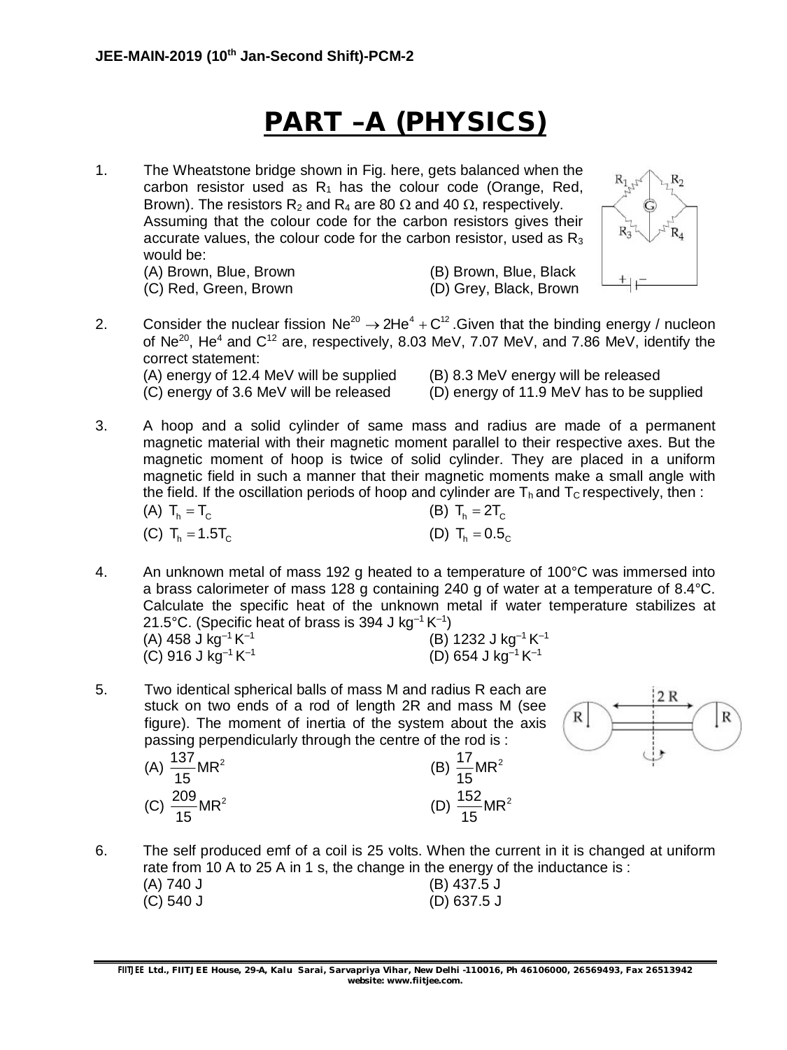# PART –A (PHYSICS)

1. The Wheatstone bridge shown in Fig. here, gets balanced when the carbon resistor used as $R_1$ has the colour code (Orange, Red, Brown). The resistors $R_2$ and $R_4$ are 80 Ω and 40 Ω, respectively. Assuming that the colour code for the carbon resistors gives their accurate values, the colour code for the carbon resistor, used as $R_3$ would be:

   (A) Brown, Blue, Brown  (B) Brown, Blue, Black
   (C) Red, Green, Brown  (D) Grey, Black, Brown

2. Consider the nuclear fission $Ne^{20} \rightarrow 2He^4 + C^{12}$. Given that the binding energy / nucleon of $Ne^{20}$, $He^4$ and $C^{12}$ are, respectively, 8.03 MeV, 7.07 MeV, and 7.86 MeV, identify the correct statement:

   (A) energy of 12.4 MeV will be supplied  (B) 8.3 MeV energy will be released
   (C) energy of 3.6 MeV will be released  (D) energy of 11.9 MeV has to be supplied

3. A hoop and a solid cylinder of same mass and radius are made of a permanent magnetic material with their magnetic moment parallel to their respective axes. But the magnetic moment of hoop is twice of solid cylinder. They are placed in a uniform magnetic field in such a manner that their magnetic moments make a small angle with the field. If the oscillation periods of hoop and cylinder are $T_h$ and $T_C$ respectively, then :

   (A) $T_h = T_C$  (B) $T_h = 2T_C$
   (C) $T_h = 1.5T_C$  (D) $T_h = 0.5_C$

4. An unknown metal of mass 192 g heated to a temperature of 100°C was immersed into a brass calorimeter of mass 128 g containing 240 g of water at a temperature of 8.4°C. Calculate the specific heat of the unknown metal if water temperature stabilizes at 21.5°C. (Specific heat of brass is 394 J $kg^{-1} K^{-1}$)

   (A) 458 J $kg^{-1} K^{-1}$  (B) 1232 J $kg^{-1} K^{-1}$
   (C) 916 J $kg^{-1} K^{-1}$  (D) 654 J $kg^{-1} K^{-1}$

5. Two identical spherical balls of mass M and radius R each are stuck on two ends of a rod of length 2R and mass M (see figure). The moment of inertia of the system about the axis passing perpendicularly through the centre of the rod is :

   (A) $\frac{137}{15}MR^2$  (B) $\frac{17}{15}MR^2$
   (C) $\frac{209}{15}MR^2$  (D) $\frac{152}{15}MR^2$

6. The self produced emf of a coil is 25 volts. When the current in it is changed at uniform rate from 10 A to 25 A in 1 s, the change in the energy of the inductance is :

   (A) 740 J  (B) 437.5 J
   (C) 540 J  (D) 637.5 J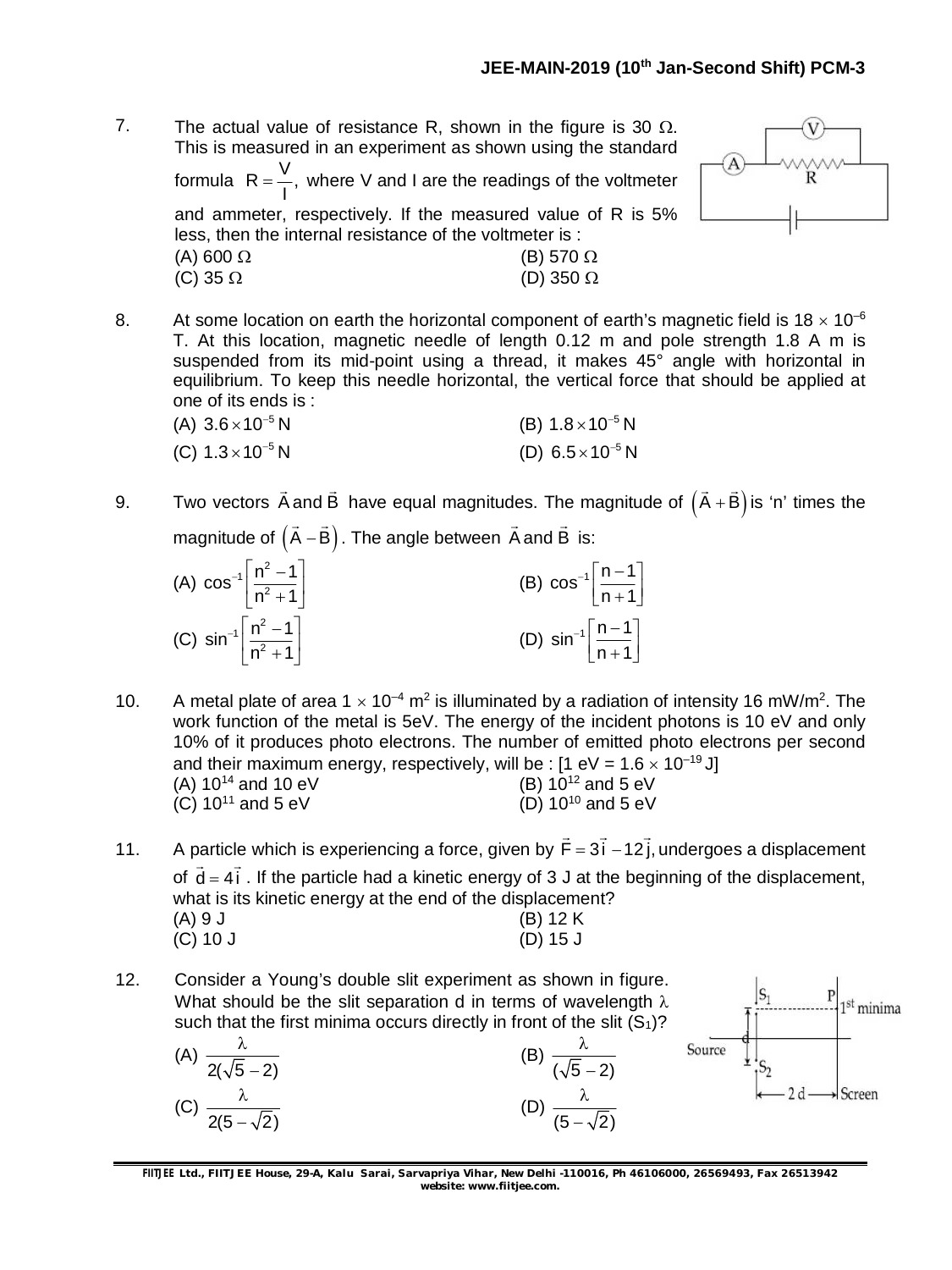7. The actual value of resistance R, shown in the figure is 30 Ω. This is measured in an experiment as shown using the standard formula $R = \frac{V}{I}$, where V and I are the readings of the voltmeter and ammeter, respectively. If the measured value of R is 5% less, then the internal resistance of the voltmeter is :

(A) 600 Ω
(B) 570 Ω
(C) 35 Ω
(D) 350 Ω

8. At some location on earth the horizontal component of earth's magnetic field is $18 \times 10^{-6}$ T. At this location, magnetic needle of length 0.12 m and pole strength 1.8 A m is suspended from its mid-point using a thread, it makes 45° angle with horizontal in equilibrium. To keep this needle horizontal, the vertical force that should be applied at one of its ends is :

(A) $3.6 \times 10^{-5}$ N
(B) $1.8 \times 10^{-5}$ N
(C) $1.3 \times 10^{-5}$ N
(D) $6.5 \times 10^{-5}$ N

9. Two vectors $\vec{A}$ and $\vec{B}$ have equal magnitudes. The magnitude of $\left(\vec{A} + \vec{B}\right)$ is 'n' times the magnitude of $\left(\vec{A} - \vec{B}\right)$. The angle between $\vec{A}$ and $\vec{B}$ is:

(A) $\cos^{-1}\left[\frac{n^2 - 1}{n^2 + 1}\right]$
(B) $\cos^{-1}\left[\frac{n - 1}{n + 1}\right]$
(C) $\sin^{-1}\left[\frac{n^2 - 1}{n^2 + 1}\right]$
(D) $\sin^{-1}\left[\frac{n - 1}{n + 1}\right]$

10. A metal plate of area $1 \times 10^{-4}$ m$^2$ is illuminated by a radiation of intensity 16 mW/m$^2$. The work function of the metal is 5eV. The energy of the incident photons is 10 eV and only 10% of it produces photo electrons. The number of emitted photo electrons per second and their maximum energy, respectively, will be : [1 eV = $1.6 \times 10^{-19}$ J]

(A) $10^{14}$ and 10 eV
(B) $10^{12}$ and 5 eV
(C) $10^{11}$ and 5 eV
(D) $10^{10}$ and 5 eV

11. A particle which is experiencing a force, given by $\vec{F} = 3\vec{i} - 12\vec{j}$, undergoes a displacement of $\vec{d} = 4\vec{i}$. If the particle had a kinetic energy of 3 J at the beginning of the displacement, what is its kinetic energy at the end of the displacement?

(A) 9 J
(B) 12 K
(C) 10 J
(D) 15 J

12. Consider a Young's double slit experiment as shown in figure. What should be the slit separation d in terms of wavelength λ such that the first minima occurs directly in front of the slit ($S_1$)?

(A) $\frac{\lambda}{2(\sqrt{5} - 2)}$
(B) $\frac{\lambda}{(\sqrt{5} - 2)}$
(C) $\frac{\lambda}{2(5 - \sqrt{2})}$
(D) $\frac{\lambda}{(5 - \sqrt{2})}$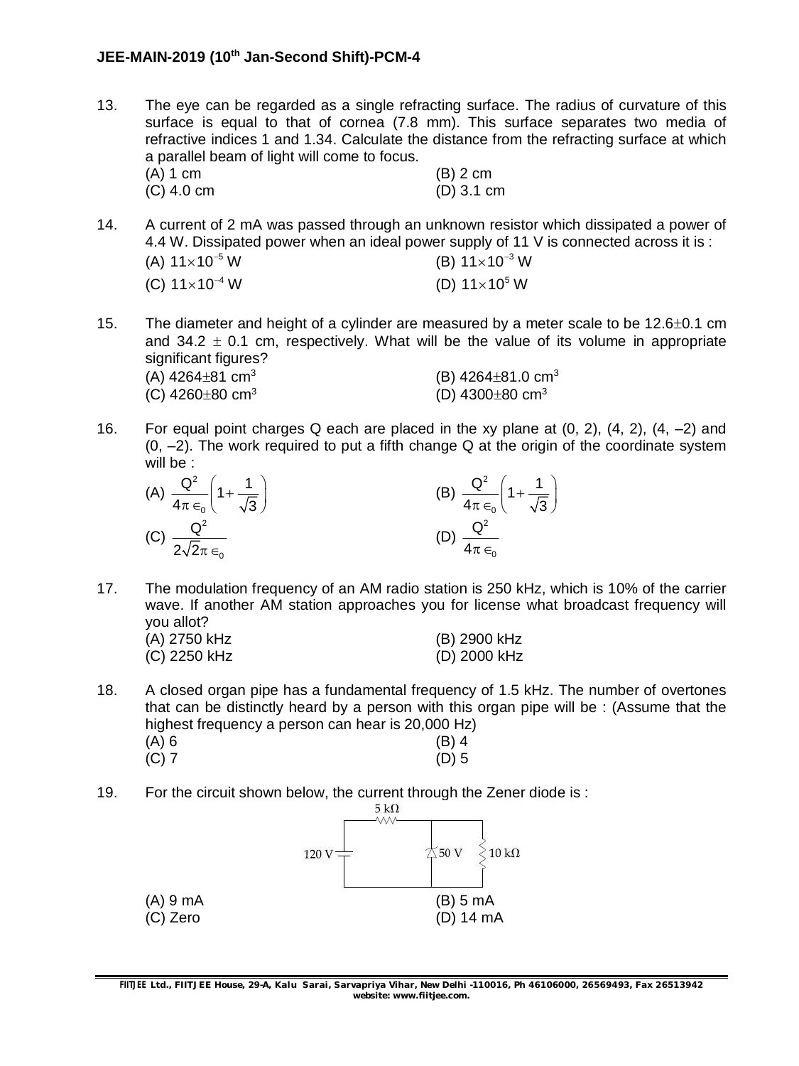13. The eye can be regarded as a single refracting surface. The radius of curvature of this surface is equal to that of cornea (7.8 mm). This surface separates two media of refractive indices 1 and 1.34. Calculate the distance from the refracting surface at which a parallel beam of light will come to focus.
(A) 1 cm (B) 2 cm
(C) 4.0 cm (D) 3.1 cm

14. A current of 2 mA was passed through an unknown resistor which dissipated a power of 4.4 W. Dissipated power when an ideal power supply of 11 V is connected across it is :
(A) $11\times10^{-5}$ W (B) $11\times10^{-3}$ W
(C) $11\times10^{-4}$ W (D) $11\times10^{5}$ W

15. The diameter and height of a cylinder are measured by a meter scale to be 12.6±0.1 cm and 34.2 ± 0.1 cm, respectively. What will be the value of its volume in appropriate significant figures?
(A) 4264±81 $cm^3$ (B) 4264±81.0 $cm^3$
(C) 4260±80 $cm^3$ (D) 4300±80 $cm^3$

16. For equal point charges Q each are placed in the xy plane at (0, 2), (4, 2), (4, –2) and (0, –2). The work required to put a fifth change Q at the origin of the coordinate system will be :
(A) $\frac{Q^2}{4\pi\epsilon_0}\left(1+\frac{1}{\sqrt{3}}\right)$ (B) $\frac{Q^2}{4\pi\epsilon_0}\left(1+\frac{1}{\sqrt{3}}\right)$
(C) $\frac{Q^2}{2\sqrt{2}\pi\epsilon_0}$ (D) $\frac{Q^2}{4\pi\epsilon_0}$

17. The modulation frequency of an AM radio station is 250 kHz, which is 10% of the carrier wave. If another AM station approaches you for license what broadcast frequency will you allot?
(A) 2750 kHz (B) 2900 kHz
(C) 2250 kHz (D) 2000 kHz

18. A closed organ pipe has a fundamental frequency of 1.5 kHz. The number of overtones that can be distinctly heard by a person with this organ pipe will be : (Assume that the highest frequency a person can hear is 20,000 Hz)
(A) 6 (B) 4
(C) 7 (D) 5

19. For the circuit shown below, the current through the Zener diode is :

5 kΩ, 120 V, 50 V, 10 kΩ

(A) 9 mA (B) 5 mA
(C) Zero (D) 14 mA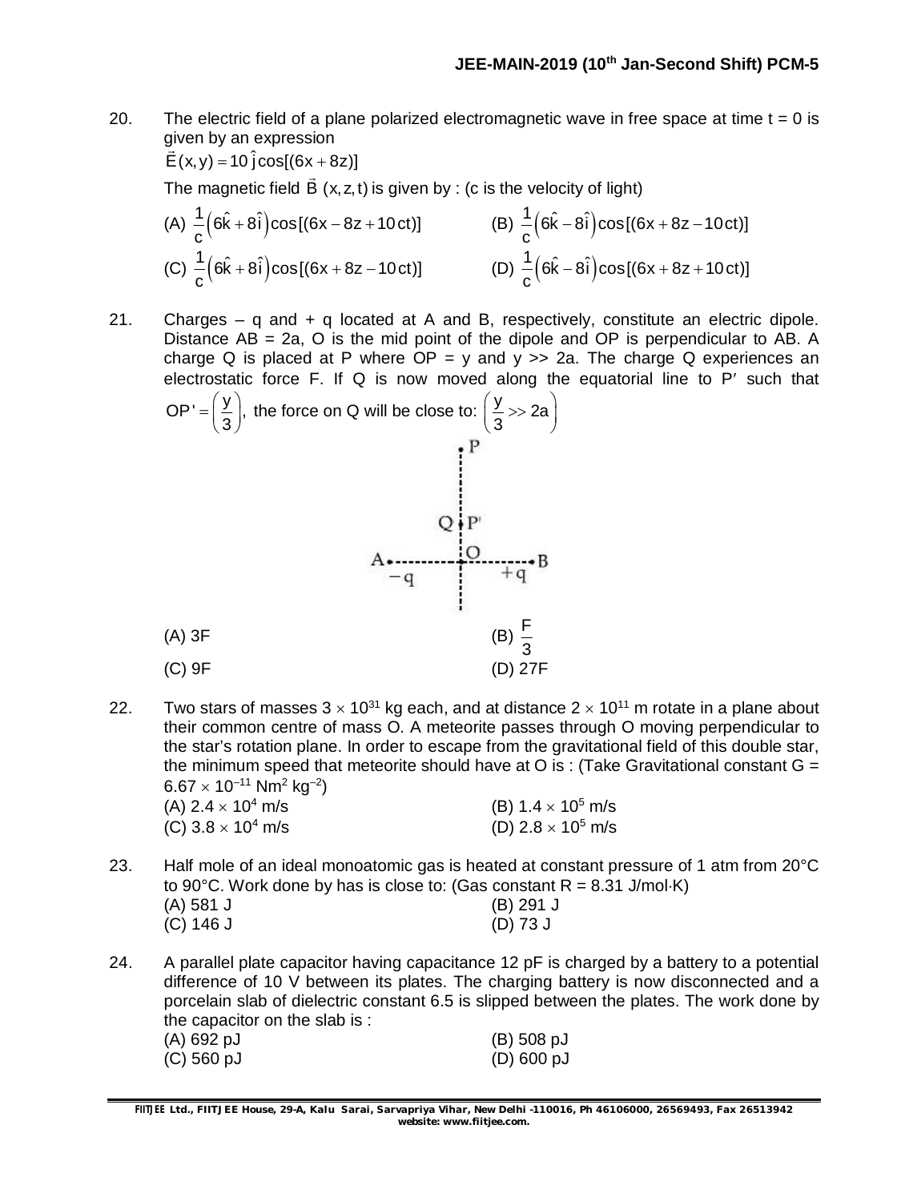20. The electric field of a plane polarized electromagnetic wave in free space at time t = 0 is given by an expression

$\vec{E}(x, y) = 10\,\hat{j}\cos[(6x + 8z)]$

The magnetic field $\vec{B}$ (x, z, t) is given by : (c is the velocity of light)

(A) $\frac{1}{c}\left(6\hat{k} + 8\hat{i}\right)\cos[(6x - 8z + 10ct)]$
(B) $\frac{1}{c}\left(6\hat{k} - 8\hat{i}\right)\cos[(6x + 8z - 10ct)]$
(C) $\frac{1}{c}\left(6\hat{k} + 8\hat{i}\right)\cos[(6x + 8z - 10ct)]$
(D) $\frac{1}{c}\left(6\hat{k} - 8\hat{i}\right)\cos[(6x + 8z + 10ct)]$

21. Charges – q and + q located at A and B, respectively, constitute an electric dipole. Distance AB = 2a, O is the mid point of the dipole and OP is perpendicular to AB. A charge Q is placed at P where OP = y and y >> 2a. The charge Q experiences an electrostatic force F. If Q is now moved along the equatorial line to P′ such that $OP' = \left(\frac{y}{3}\right)$, the force on Q will be close to: $\left(\frac{y}{3} >> 2a\right)$

(A) 3F
(B) $\frac{F}{3}$
(C) 9F
(D) 27F

22. Two stars of masses $3 \times 10^{31}$ kg each, and at distance $2 \times 10^{11}$ m rotate in a plane about their common centre of mass O. A meteorite passes through O moving perpendicular to the star's rotation plane. In order to escape from the gravitational field of this double star, the minimum speed that meteorite should have at O is : (Take Gravitational constant G = $6.67 \times 10^{-11}$ Nm$^2$ kg$^{-2}$)

(A) $2.4 \times 10^4$ m/s
(B) $1.4 \times 10^5$ m/s
(C) $3.8 \times 10^4$ m/s
(D) $2.8 \times 10^5$ m/s

23. Half mole of an ideal monoatomic gas is heated at constant pressure of 1 atm from 20°C to 90°C. Work done by has is close to: (Gas constant R = 8.31 J/mol·K)

(A) 581 J
(B) 291 J
(C) 146 J
(D) 73 J

24. A parallel plate capacitor having capacitance 12 pF is charged by a battery to a potential difference of 10 V between its plates. The charging battery is now disconnected and a porcelain slab of dielectric constant 6.5 is slipped between the plates. The work done by the capacitor on the slab is :

(A) 692 pJ
(B) 508 pJ
(C) 560 pJ
(D) 600 pJ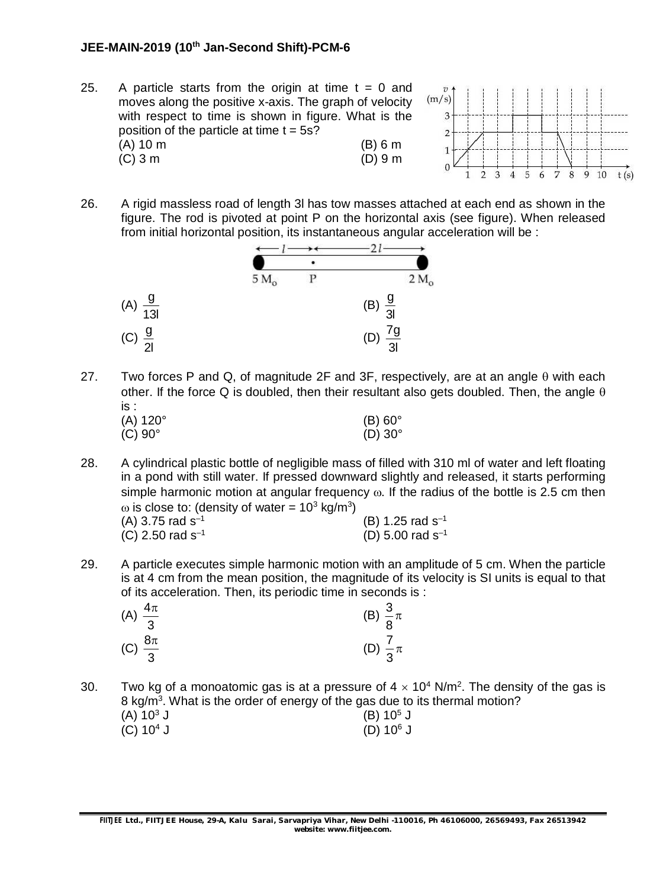25. A particle starts from the origin at time t = 0 and moves along the positive x-axis. The graph of velocity with respect to time is shown in figure. What is the position of the particle at time t = 5s?

(A) 10 m (B) 6 m
(C) 3 m (D) 9 m

26. A rigid massless road of length 3l has tow masses attached at each end as shown in the figure. The rod is pivoted at point P on the horizontal axis (see figure). When released from initial horizontal position, its instantaneous angular acceleration will be :

(A) $\frac{g}{13l}$ (B) $\frac{g}{3l}$
(C) $\frac{g}{2l}$ (D) $\frac{7g}{3l}$

27. Two forces P and Q, of magnitude 2F and 3F, respectively, are at an angle $\theta$ with each other. If the force Q is doubled, then their resultant also gets doubled. Then, the angle $\theta$ is :

(A) 120° (B) 60°
(C) 90° (D) 30°

28. A cylindrical plastic bottle of negligible mass of filled with 310 ml of water and left floating in a pond with still water. If pressed downward slightly and released, it starts performing simple harmonic motion at angular frequency $\omega$. If the radius of the bottle is 2.5 cm then $\omega$ is close to: (density of water = $10^3$ kg/m$^3$)

(A) 3.75 rad $s^{-1}$ (B) 1.25 rad $s^{-1}$
(C) 2.50 rad $s^{-1}$ (D) 5.00 rad $s^{-1}$

29. A particle executes simple harmonic motion with an amplitude of 5 cm. When the particle is at 4 cm from the mean position, the magnitude of its velocity is SI units is equal to that of its acceleration. Then, its periodic time in seconds is :

(A) $\frac{4\pi}{3}$ (B) $\frac{3}{8}\pi$
(C) $\frac{8\pi}{3}$ (D) $\frac{7}{3}\pi$

30. Two kg of a monoatomic gas is at a pressure of $4 \times 10^4$ N/m$^2$. The density of the gas is 8 kg/m$^3$. What is the order of energy of the gas due to its thermal motion?

(A) $10^3$ J (B) $10^5$ J
(C) $10^4$ J (D) $10^6$ J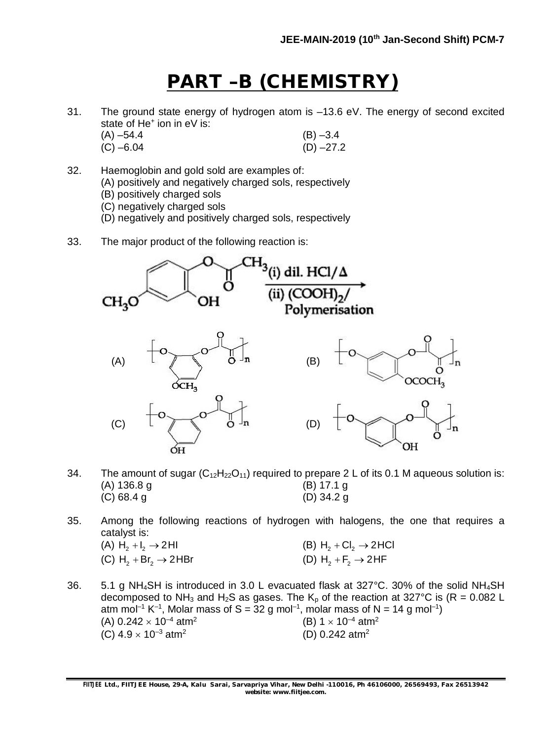# PART –B (CHEMISTRY)

31. The ground state energy of hydrogen atom is –13.6 eV. The energy of second excited state of $He^+$ ion in eV is:

(A) –54.4 (B) –3.4
(C) –6.04 (D) –27.2

32. Haemoglobin and gold sold are examples of:
(A) positively and negatively charged sols, respectively
(B) positively charged sols
(C) negatively charged sols
(D) negatively and positively charged sols, respectively

33. The major product of the following reaction is:

(i) dil. HCl/Δ
(ii) $(COOH)_2$/ Polymerisation

(A) (B) (C) (D)

34. The amount of sugar ($C_{12}H_{22}O_{11}$) required to prepare 2 L of its 0.1 M aqueous solution is:

(A) 136.8 g (B) 17.1 g
(C) 68.4 g (D) 34.2 g

35. Among the following reactions of hydrogen with halogens, the one that requires a catalyst is:

(A) $H_2 + I_2 \rightarrow 2HI$ (B) $H_2 + Cl_2 \rightarrow 2HCl$
(C) $H_2 + Br_2 \rightarrow 2HBr$ (D) $H_2 + F_2 \rightarrow 2HF$

36. 5.1 g $NH_4SH$ is introduced in 3.0 L evacuated flask at 327°C. 30% of the solid $NH_4SH$ decomposed to $NH_3$ and $H_2S$ as gases. The $K_p$ of the reaction at 327°C is (R = 0.082 L atm $mol^{-1}$ $K^{-1}$, Molar mass of S = 32 g $mol^{-1}$, molar mass of N = 14 g $mol^{-1}$)

(A) $0.242 \times 10^{-4}$ $atm^2$ (B) $1 \times 10^{-4}$ $atm^2$
(C) $4.9 \times 10^{-3}$ $atm^2$ (D) 0.242 $atm^2$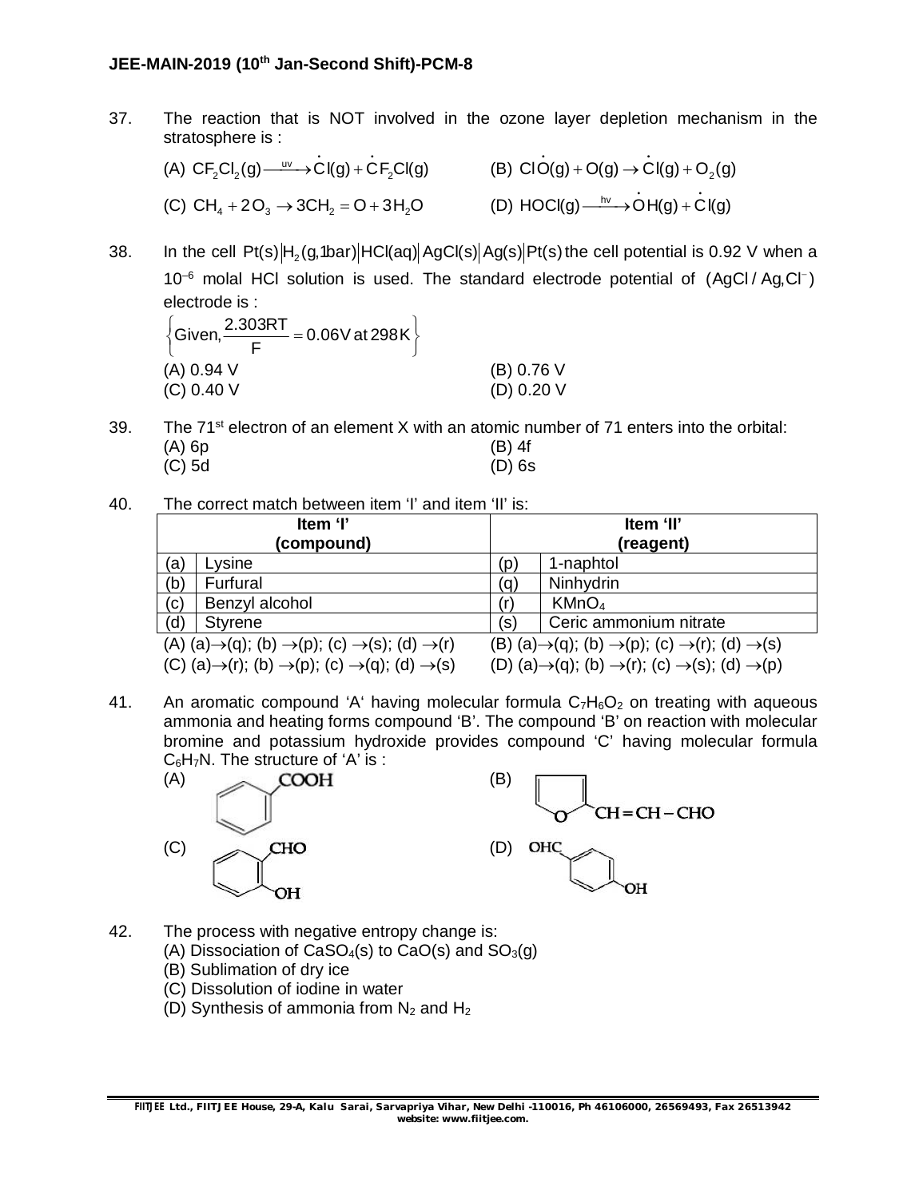37. The reaction that is NOT involved in the ozone layer depletion mechanism in the stratosphere is :

(A) $CF_2Cl_2(g) \xrightarrow{uv} \dot{C}l(g) + \dot{C}F_2Cl(g)$

(B) $Cl\dot{O}(g) + O(g) \rightarrow \dot{C}l(g) + O_2(g)$

(C) $CH_4 + 2O_3 \rightarrow 3CH_2 = O + 3H_2O$

(D) $HOCl(g) \xrightarrow{h\nu} \dot{O}H(g) + \dot{C}l(g)$

38. In the cell $Pt(s)|H_2(g, 1bar)|HCl(aq)|AgCl(s)|Ag(s)|Pt(s)$ the cell potential is 0.92 V when a $10^{-6}$ molal HCl solution is used. The standard electrode potential of $(AgCl/Ag, Cl^-)$ electrode is :

$\left\{ \text{Given}, \frac{2.303RT}{F} = 0.06V \text{ at } 298K \right\}$

(A) 0.94 V
(B) 0.76 V
(C) 0.40 V
(D) 0.20 V

39. The 71[st] electron of an element X with an atomic number of 71 enters into the orbital:

(A) 6p
(B) 4f
(C) 5d
(D) 6s

40. The correct match between item 'I' and item 'II' is:

| | Item 'I' (compound) | | Item 'II' (reagent) |
|---|---|---|---|
| (a) | Lysine | (p) | 1-naphtol |
| (b) | Furfural | (q) | Ninhydrin |
| (c) | Benzyl alcohol | (r) | $KMnO_4$ |
| (d) | Styrene | (s) | Ceric ammonium nitrate |

(A) (a)→(q); (b) →(p); (c) →(s); (d) →(r)
(B) (a)→(q); (b) →(p); (c) →(r); (d) →(s)
(C) (a)→(r); (b) →(p); (c) →(q); (d) →(s)
(D) (a)→(q); (b) →(r); (c) →(s); (d) →(p)

41. An aromatic compound 'A' having molecular formula $C_7H_6O_2$ on treating with aqueous ammonia and heating forms compound 'B'. The compound 'B' on reaction with molecular bromine and potassium hydroxide provides compound 'C' having molecular formula $C_6H_7N$. The structure of 'A' is :

(A) Benzene ring with COOH

(B) Furan ring with CH = CH – CHO

(C) Benzene ring with CHO and OH (ortho)

(D) Benzene ring with OHC and OH (para)

42. The process with negative entropy change is:

(A) Dissociation of $CaSO_4(s)$ to $CaO(s)$ and $SO_3(g)$
(B) Sublimation of dry ice
(C) Dissolution of iodine in water
(D) Synthesis of ammonia from $N_2$ and $H_2$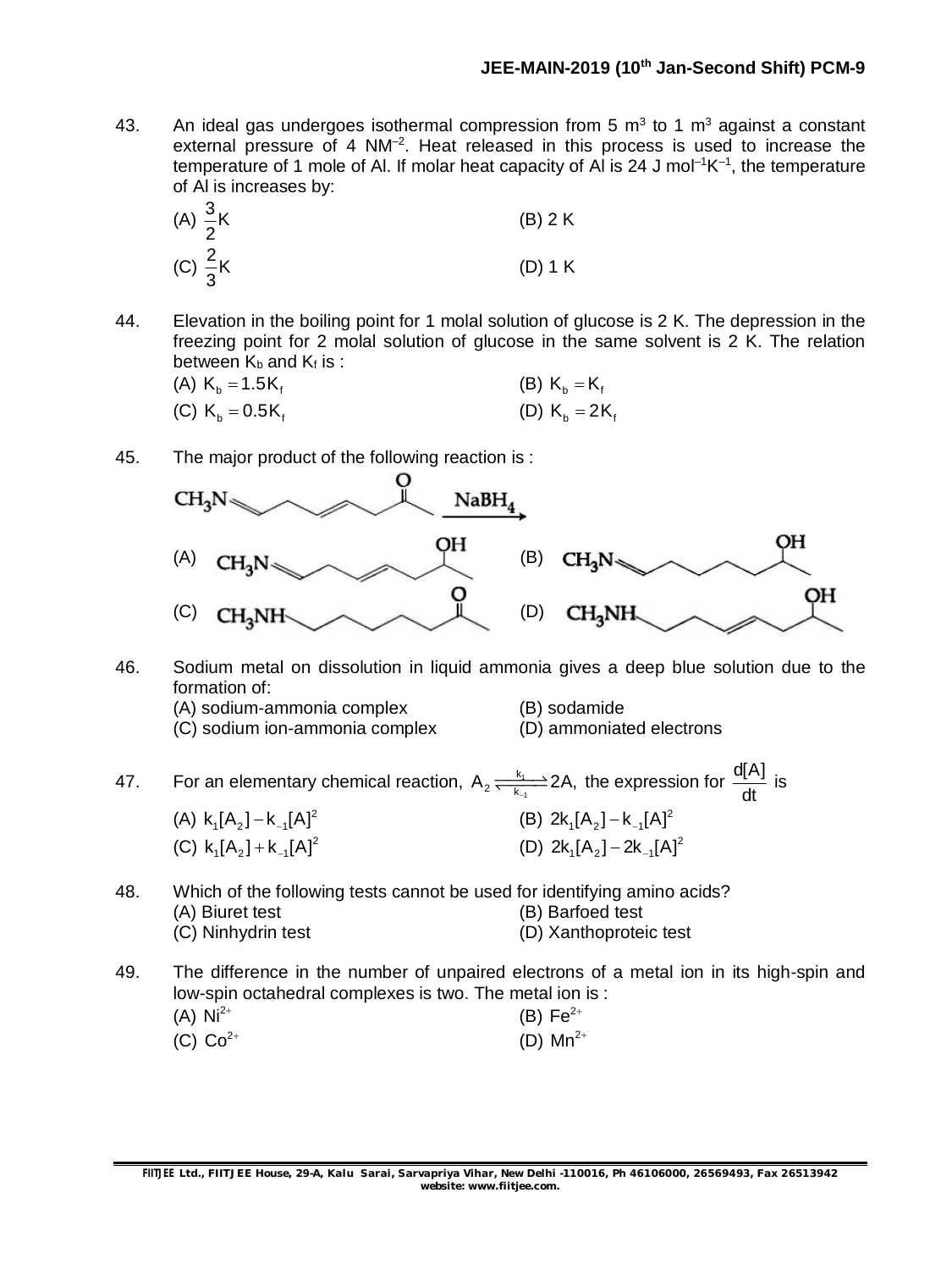43. An ideal gas undergoes isothermal compression from 5 $m^3$ to 1 $m^3$ against a constant external pressure of 4 $NM^{-2}$. Heat released in this process is used to increase the temperature of 1 mole of Al. If molar heat capacity of Al is 24 J $mol^{-1}K^{-1}$, the temperature of Al is increases by:

(A) $\frac{3}{2}$K (B) 2 K

(C) $\frac{2}{3}$K (D) 1 K

44. Elevation in the boiling point for 1 molal solution of glucose is 2 K. The depression in the freezing point for 2 molal solution of glucose in the same solvent is 2 K. The relation between $K_b$ and $K_f$ is :

(A) $K_b = 1.5K_f$ (B) $K_b = K_f$

(C) $K_b = 0.5K_f$ (D) $K_b = 2K_f$

45. The major product of the following reaction is :

$CH_3N$ ... $\xrightarrow{NaBH_4}$

(A) $CH_3N$ ... OH (B) $CH_3N$ ... OH

(C) $CH_3NH$ ... O (D) $CH_3NH$ ... OH

46. Sodium metal on dissolution in liquid ammonia gives a deep blue solution due to the formation of:

(A) sodium-ammonia complex (B) sodamide

(C) sodium ion-ammonia complex (D) ammoniated electrons

47. For an elementary chemical reaction, $A_2 \underset{k_{-1}}{\overset{k_1}{\rightleftharpoons}} 2A$, the expression for $\frac{d[A]}{dt}$ is

(A) $k_1[A_2] - k_{-1}[A]^2$ (B) $2k_1[A_2] - k_{-1}[A]^2$

(C) $k_1[A_2] + k_{-1}[A]^2$ (D) $2k_1[A_2] - 2k_{-1}[A]^2$

48. Which of the following tests cannot be used for identifying amino acids?

(A) Biuret test (B) Barfoed test

(C) Ninhydrin test (D) Xanthoproteic test

49. The difference in the number of unpaired electrons of a metal ion in its high-spin and low-spin octahedral complexes is two. The metal ion is :

(A) $Ni^{2+}$ (B) $Fe^{2+}$

(C) $Co^{2+}$ (D) $Mn^{2+}$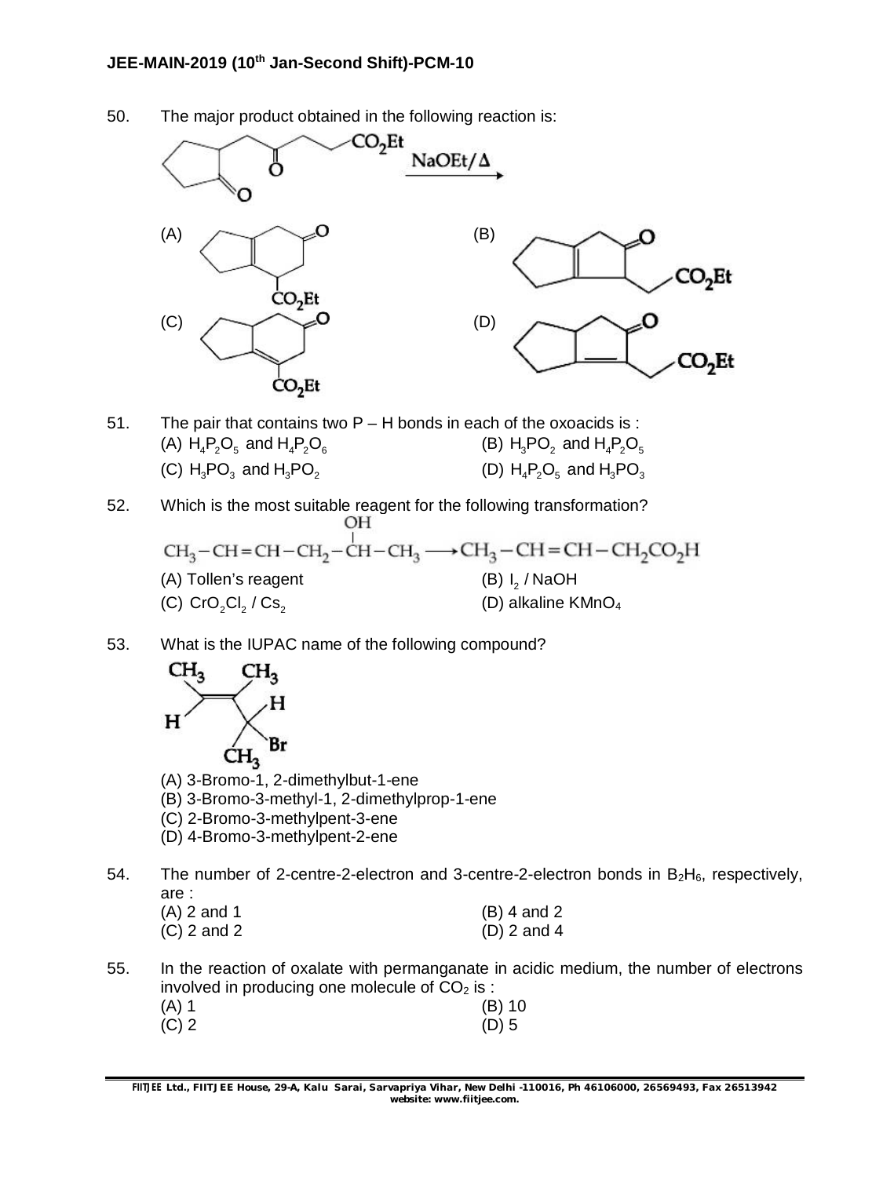50. The major product obtained in the following reaction is:

$\xrightarrow{NaOEt/\Delta}$

(A)

(B)

(C)

(D)

51. The pair that contains two P – H bonds in each of the oxoacids is :

(A) $H_4P_2O_5$ and $H_4P_2O_6$ (B) $H_3PO_2$ and $H_4P_2O_5$

(C) $H_3PO_3$ and $H_3PO_2$ (D) $H_4P_2O_5$ and $H_3PO_3$

52. Which is the most suitable reagent for the following transformation?

$$CH_3-CH=CH-CH_2-\underset{\displaystyle |}{\overset{OH}{C}}H-CH_3 \longrightarrow CH_3-CH=CH-CH_2CO_2H$$

(A) Tollen's reagent (B) $I_2$ / NaOH

(C) $CrO_2Cl_2$ / $Cs_2$ (D) alkaline $KMnO_4$

53. What is the IUPAC name of the following compound?

(A) 3-Bromo-1, 2-dimethylbut-1-ene

(B) 3-Bromo-3-methyl-1, 2-dimethylprop-1-ene

(C) 2-Bromo-3-methylpent-3-ene

(D) 4-Bromo-3-methylpent-2-ene

54. The number of 2-centre-2-electron and 3-centre-2-electron bonds in $B_2H_6$, respectively, are :

(A) 2 and 1 (B) 4 and 2

(C) 2 and 2 (D) 2 and 4

55. In the reaction of oxalate with permanganate in acidic medium, the number of electrons involved in producing one molecule of $CO_2$ is :

(A) 1 (B) 10

(C) 2 (D) 5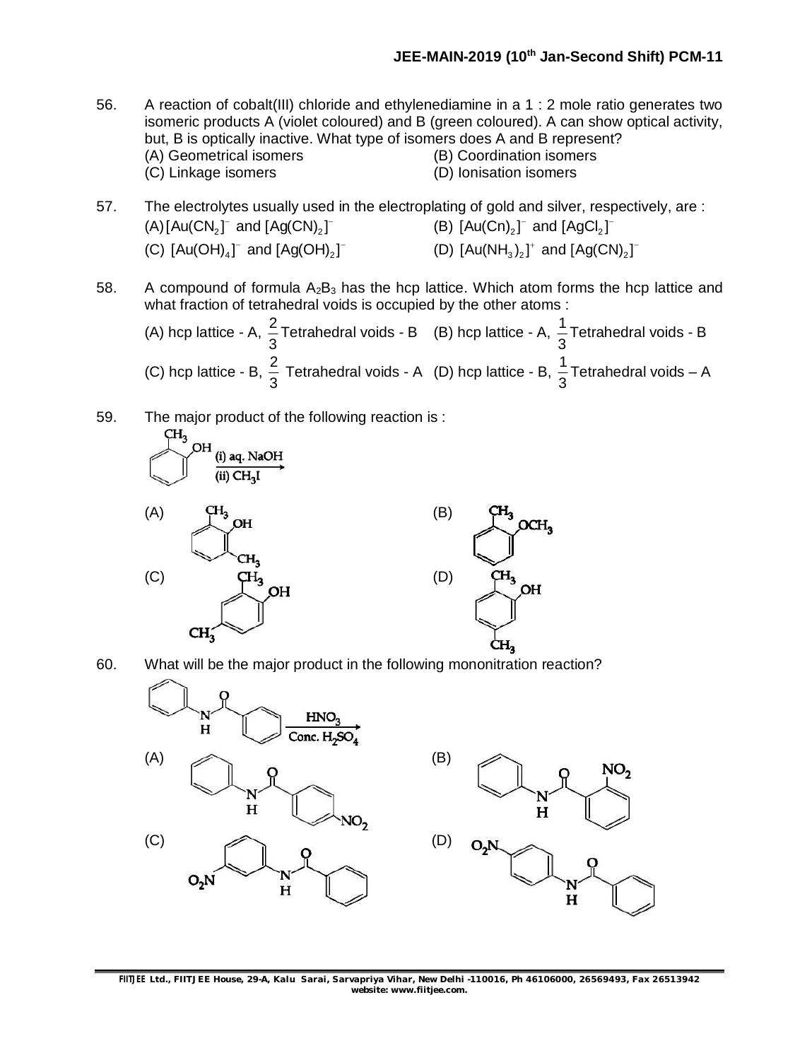56. A reaction of cobalt(III) chloride and ethylenediamine in a 1 : 2 mole ratio generates two isomeric products A (violet coloured) and B (green coloured). A can show optical activity, but, B is optically inactive. What type of isomers does A and B represent?
(A) Geometrical isomers
(B) Coordination isomers
(C) Linkage isomers
(D) Ionisation isomers

57. The electrolytes usually used in the electroplating of gold and silver, respectively, are :
(A) $[Au(CN_2]^-$ and $[Ag(CN)_2]^-$
(B) $[Au(Cn)_2]^-$ and $[AgCl_2]^-$
(C) $[Au(OH)_4]^-$ and $[Ag(OH)_2]^-$
(D) $[Au(NH_3)_2]^+$ and $[Ag(CN)_2]^-$

58. A compound of formula $A_2B_3$ has the hcp lattice. Which atom forms the hcp lattice and what fraction of tetrahedral voids is occupied by the other atoms :
(A) hcp lattice - A, $\frac{2}{3}$ Tetrahedral voids - B
(B) hcp lattice - A, $\frac{1}{3}$ Tetrahedral voids - B
(C) hcp lattice - B, $\frac{2}{3}$ Tetrahedral voids - A
(D) hcp lattice - B, $\frac{1}{3}$ Tetrahedral voids – A

59. The major product of the following reaction is :

(o-cresol: benzene ring with $CH_3$ and OH on adjacent carbons) $\xrightarrow[\text{(ii) } CH_3I]{\text{(i) aq. NaOH}}$

(A) benzene ring with OH, and $CH_3$ on both adjacent carbons (2,6-dimethylphenol)
(B) benzene ring with $CH_3$ and $OCH_3$ on adjacent carbons
(C) benzene ring with $CH_3$ and OH on adjacent carbons, and $CH_3$ para to OH
(D) benzene ring with $CH_3$ and OH on adjacent carbons, and $CH_3$ para to the original $CH_3$

60. What will be the major product in the following mononitration reaction?

$C_6H_5-NH-CO-C_6H_5 \xrightarrow[\text{Conc. } H_2SO_4]{HNO_3}$

(A) $C_6H_5-NH-CO-C_6H_4-NO_2$ ($NO_2$ para on the benzoyl ring)
(B) $C_6H_5-NH-CO-C_6H_4-NO_2$ ($NO_2$ ortho on the benzoyl ring)
(C) $O_2N-C_6H_4-NH-CO-C_6H_5$ ($NO_2$ meta on the N-phenyl ring)
(D) $O_2N-C_6H_4-NH-CO-C_6H_5$ ($NO_2$ para on the N-phenyl ring)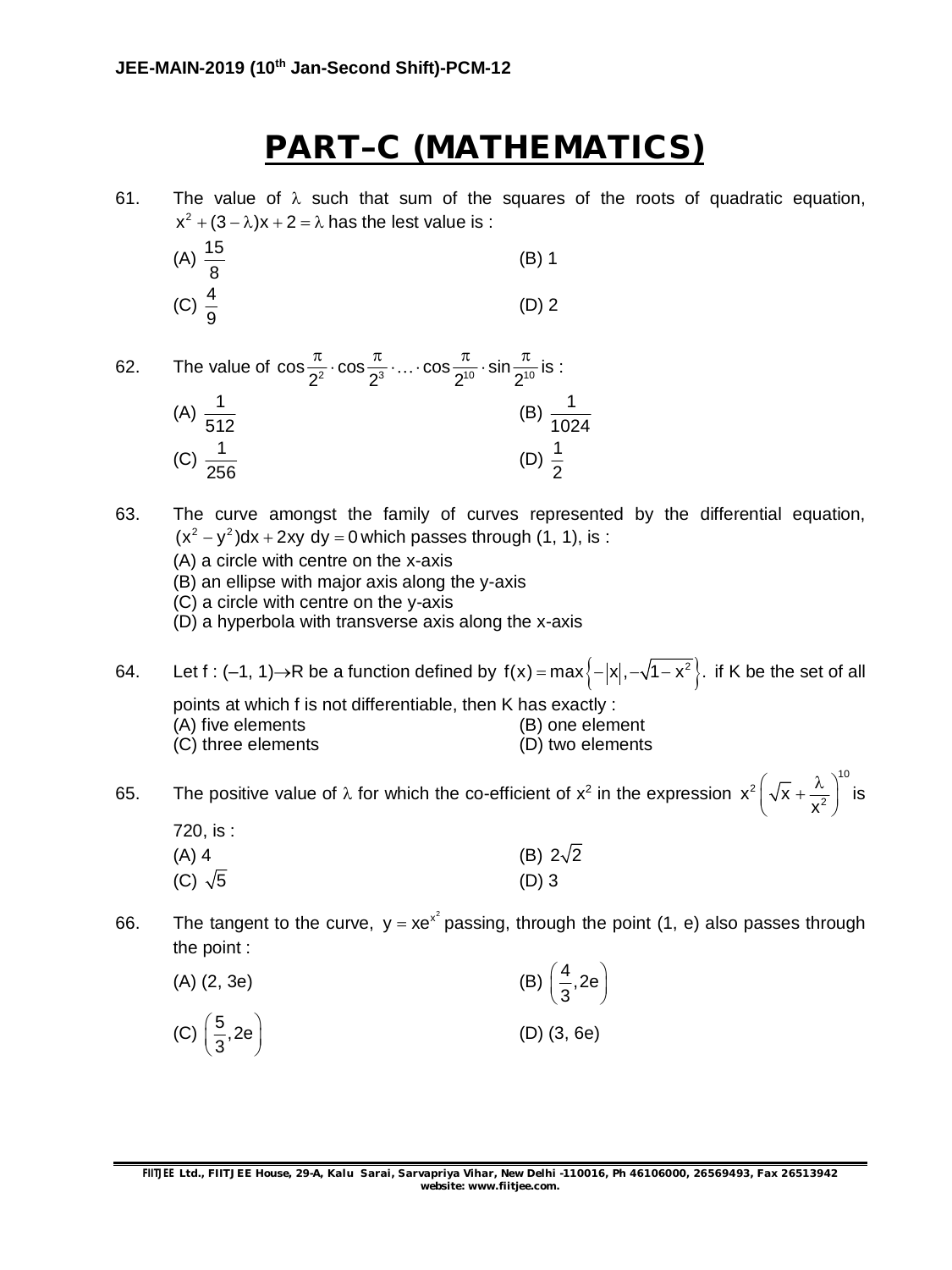# PART–C (MATHEMATICS)

61. The value of $\lambda$ such that sum of the squares of the roots of quadratic equation, $x^2 + (3 - \lambda)x + 2 = \lambda$ has the lest value is :

(A) $\frac{15}{8}$ (B) 1
(C) $\frac{4}{9}$ (D) 2

62. The value of $\cos\frac{\pi}{2^2} \cdot \cos\frac{\pi}{2^3} \cdot \ldots \cdot \cos\frac{\pi}{2^{10}} \cdot \sin\frac{\pi}{2^{10}}$ is :

(A) $\frac{1}{512}$ (B) $\frac{1}{1024}$
(C) $\frac{1}{256}$ (D) $\frac{1}{2}$

63. The curve amongst the family of curves represented by the differential equation, $(x^2 - y^2)dx + 2xy\ dy = 0$ which passes through (1, 1), is :

(A) a circle with centre on the x-axis
(B) an ellipse with major axis along the y-axis
(C) a circle with centre on the y-axis
(D) a hyperbola with transverse axis along the x-axis

64. Let f : (–1, 1)→R be a function defined by $f(x) = \max\left\{-|x|, -\sqrt{1-x^2}\right\}$. if K be the set of all points at which f is not differentiable, then K has exactly :

(A) five elements (B) one element
(C) three elements (D) two elements

65. The positive value of $\lambda$ for which the co-efficient of $x^2$ in the expression $x^2\left(\sqrt{x} + \frac{\lambda}{x^2}\right)^{10}$ is 720, is :

(A) 4 (B) $2\sqrt{2}$
(C) $\sqrt{5}$ (D) 3

66. The tangent to the curve, $y = xe^{x^2}$ passing, through the point (1, e) also passes through the point :

(A) (2, 3e) (B) $\left(\frac{4}{3}, 2e\right)$
(C) $\left(\frac{5}{3}, 2e\right)$ (D) (3, 6e)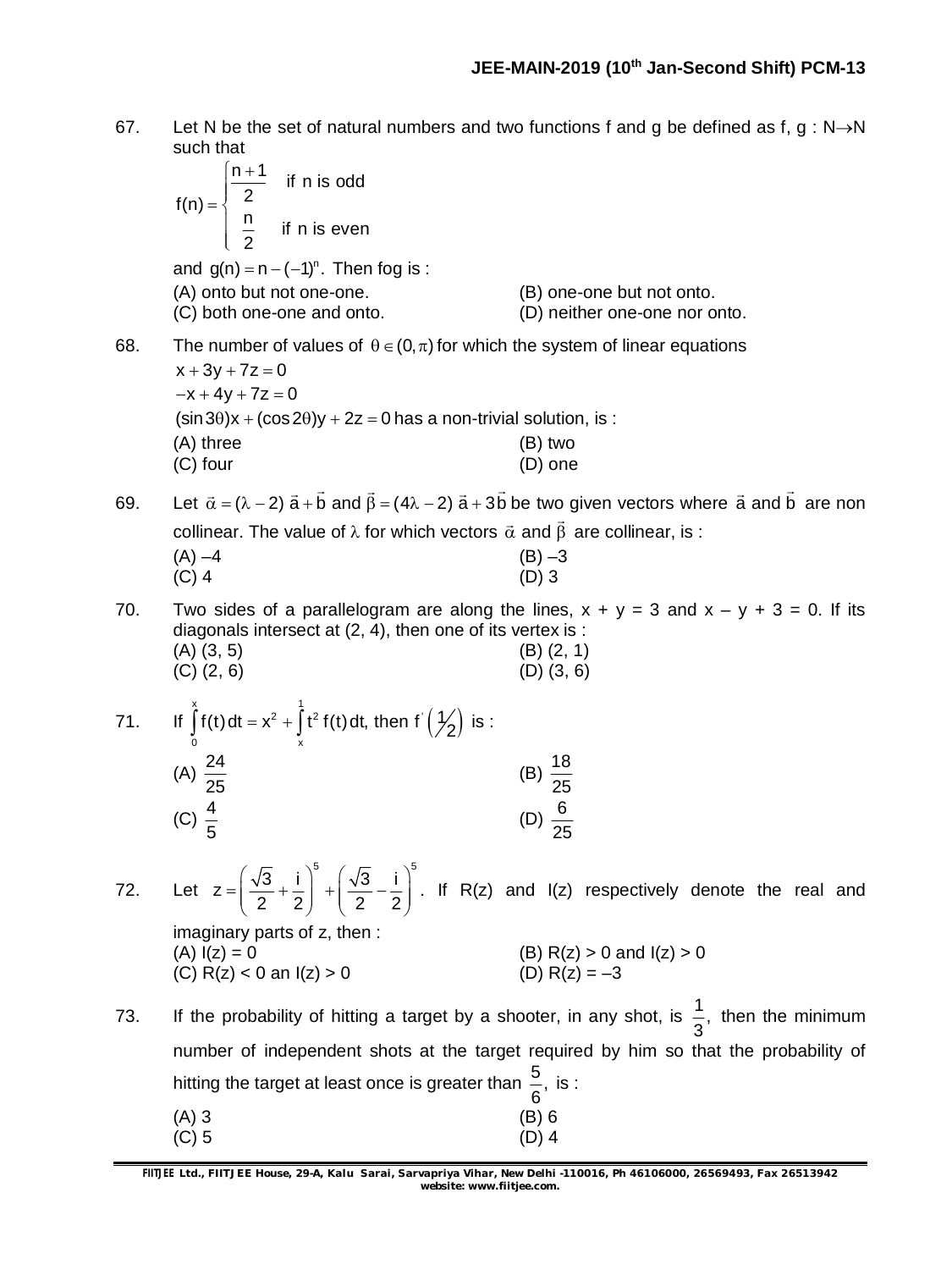67. Let N be the set of natural numbers and two functions f and g be defined as f, g : N→N such that

$$f(n) = \begin{cases} \dfrac{n+1}{2} & \text{if n is odd} \\ \dfrac{n}{2} & \text{if n is even} \end{cases}$$

and $g(n) = n - (-1)^n$. Then fog is :

(A) onto but not one-one. (B) one-one but not onto.
(C) both one-one and onto. (D) neither one-one nor onto.

68. The number of values of $\theta \in (0, \pi)$ for which the system of linear equations

$x + 3y + 7z = 0$

$-x + 4y + 7z = 0$

$(\sin 3\theta)x + (\cos 2\theta)y + 2z = 0$ has a non-trivial solution, is :

(A) three (B) two
(C) four (D) one

69. Let $\vec{\alpha} = (\lambda - 2)\,\vec{a} + \vec{b}$ and $\vec{\beta} = (4\lambda - 2)\,\vec{a} + 3\vec{b}$ be two given vectors where $\vec{a}$ and $\vec{b}$ are non collinear. The value of $\lambda$ for which vectors $\vec{\alpha}$ and $\vec{\beta}$ are collinear, is :

(A) –4 (B) –3
(C) 4 (D) 3

70. Two sides of a parallelogram are along the lines, x + y = 3 and x – y + 3 = 0. If its diagonals intersect at (2, 4), then one of its vertex is :

(A) (3, 5) (B) (2, 1)
(C) (2, 6) (D) (3, 6)

71. If $\int_0^x f(t)\,dt = x^2 + \int_x^1 t^2 f(t)\,dt$, then $f'\left(\frac{1}{2}\right)$ is :

(A) $\frac{24}{25}$ (B) $\frac{18}{25}$
(C) $\frac{4}{5}$ (D) $\frac{6}{25}$

72. Let $z = \left(\frac{\sqrt{3}}{2} + \frac{i}{2}\right)^5 + \left(\frac{\sqrt{3}}{2} - \frac{i}{2}\right)^5$. If R(z) and I(z) respectively denote the real and imaginary parts of z, then :

(A) I(z) = 0 (B) R(z) > 0 and I(z) > 0
(C) R(z) < 0 an I(z) > 0 (D) R(z) = –3

73. If the probability of hitting a target by a shooter, in any shot, is $\frac{1}{3}$, then the minimum number of independent shots at the target required by him so that the probability of hitting the target at least once is greater than $\frac{5}{6}$, is :

(A) 3 (B) 6
(C) 5 (D) 4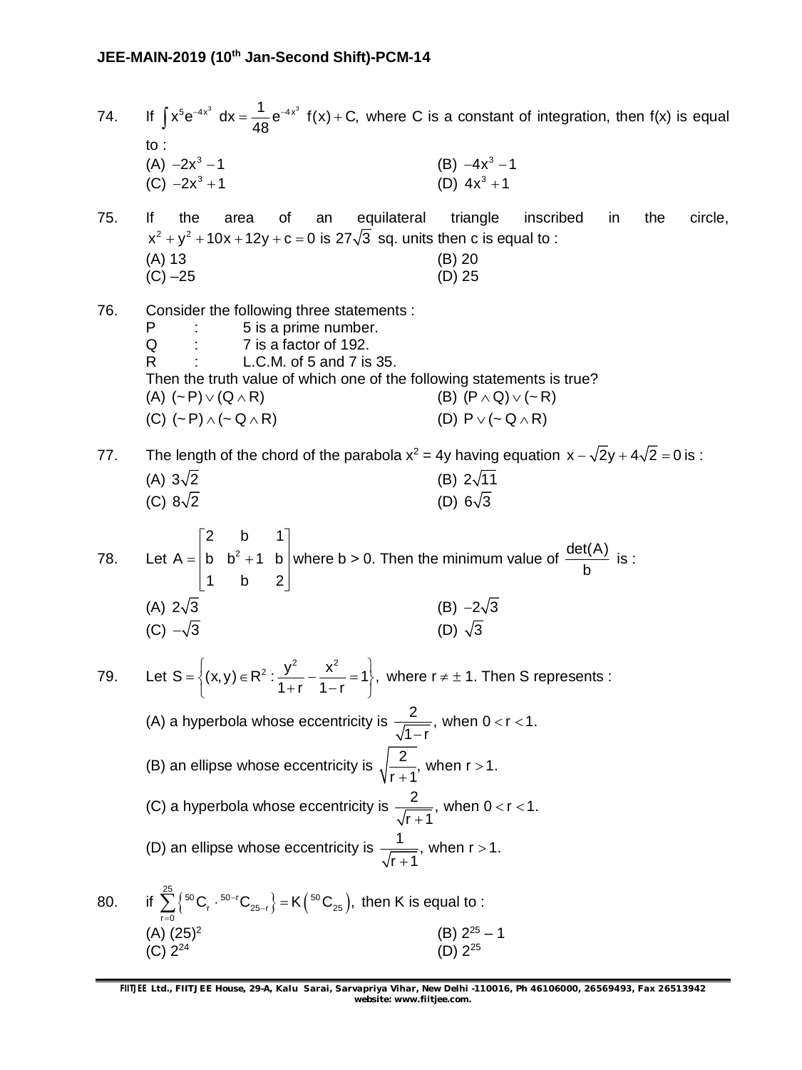74. If $\int x^5 e^{-4x^3}\, dx = \frac{1}{48} e^{-4x^3} f(x) + C$, where C is a constant of integration, then f(x) is equal to :

(A) $-2x^3 - 1$  
(B) $-4x^3 - 1$  
(C) $-2x^3 + 1$  
(D) $4x^3 + 1$

75. If the area of an equilateral triangle inscribed in the circle, $x^2 + y^2 + 10x + 12y + c = 0$ is $27\sqrt{3}$ sq. units then c is equal to :

(A) 13  
(B) 20  
(C) –25  
(D) 25

76. Consider the following three statements :

P : 5 is a prime number.  
Q : 7 is a factor of 192.  
R : L.C.M. of 5 and 7 is 35.

Then the truth value of which one of the following statements is true?

(A) $(\sim P) \vee (Q \wedge R)$  
(B) $(P \wedge Q) \vee (\sim R)$  
(C) $(\sim P) \wedge (\sim Q \wedge R)$  
(D) $P \vee (\sim Q \wedge R)$

77. The length of the chord of the parabola $x^2 = 4y$ having equation $x - \sqrt{2}y + 4\sqrt{2} = 0$ is :

(A) $3\sqrt{2}$  
(B) $2\sqrt{11}$  
(C) $8\sqrt{2}$  
(D) $6\sqrt{3}$

78. Let $A = \begin{bmatrix} 2 & b & 1 \\ b & b^2+1 & b \\ 1 & b & 2 \end{bmatrix}$ where b > 0. Then the minimum value of $\frac{\det(A)}{b}$ is :

(A) $2\sqrt{3}$  
(B) $-2\sqrt{3}$  
(C) $-\sqrt{3}$  
(D) $\sqrt{3}$

79. Let $S = \left\{(x, y) \in R^2 : \frac{y^2}{1+r} - \frac{x^2}{1-r} = 1\right\}$, where $r \neq \pm 1$. Then S represents :

(A) a hyperbola whose eccentricity is $\frac{2}{\sqrt{1-r}}$, when $0 < r < 1$.

(B) an ellipse whose eccentricity is $\sqrt{\frac{2}{r+1}}$, when $r > 1$.

(C) a hyperbola whose eccentricity is $\frac{2}{\sqrt{r+1}}$, when $0 < r < 1$.

(D) an ellipse whose eccentricity is $\frac{1}{\sqrt{r+1}}$, when $r > 1$.

80. if $\sum_{r=0}^{25}\left\{{}^{50}C_r \cdot {}^{50-r}C_{25-r}\right\} = K\left({}^{50}C_{25}\right)$, then K is equal to :

(A) $(25)^2$  
(B) $2^{25} - 1$  
(C) $2^{24}$  
(D) $2^{25}$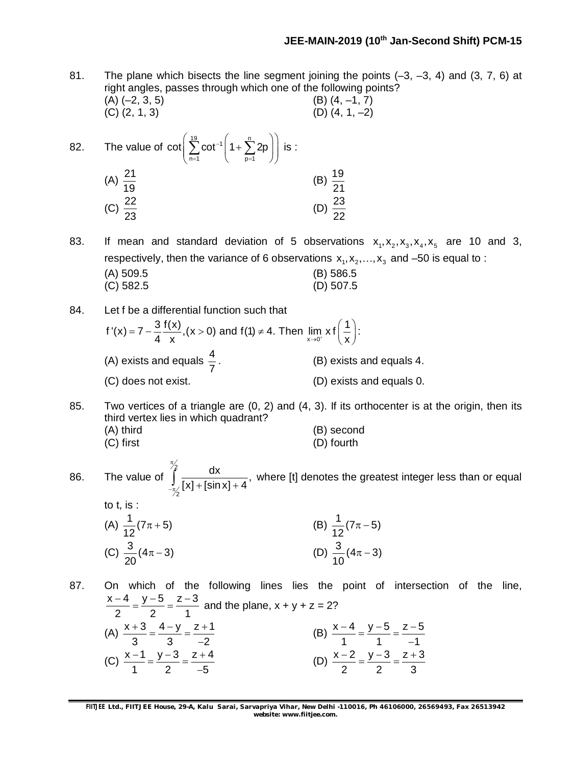81. The plane which bisects the line segment joining the points (–3, –3, 4) and (3, 7, 6) at right angles, passes through which one of the following points?

(A) (–2, 3, 5) (B) (4, –1, 7)
(C) (2, 1, 3) (D) (4, 1, –2)

82. The value of $\cot\left(\sum_{n=1}^{19}\cot^{-1}\left(1+\sum_{p=1}^{n}2p\right)\right)$ is :

(A) $\frac{21}{19}$ (B) $\frac{19}{21}$
(C) $\frac{22}{23}$ (D) $\frac{23}{22}$

83. If mean and standard deviation of 5 observations $x_1, x_2, x_3, x_4, x_5$ are 10 and 3, respectively, then the variance of 6 observations $x_1, x_2, \ldots, x_3$ and –50 is equal to :

(A) 509.5 (B) 586.5
(C) 582.5 (D) 507.5

84. Let f be a differential function such that

$f'(x) = 7 - \frac{3}{4}\frac{f(x)}{x}, (x > 0)$ and $f(1) \neq 4$. Then $\lim_{x \to 0^+} x f\left(\frac{1}{x}\right)$:

(A) exists and equals $\frac{4}{7}$. (B) exists and equals 4.
(C) does not exist. (D) exists and equals 0.

85. Two vertices of a triangle are (0, 2) and (4, 3). If its orthocenter is at the origin, then its third vertex lies in which quadrant?

(A) third (B) second
(C) first (D) fourth

86. The value of $\int_{-\pi/2}^{\pi/2} \frac{dx}{[x]+[\sin x]+4}$, where [t] denotes the greatest integer less than or equal to t, is :

(A) $\frac{1}{12}(7\pi+5)$ (B) $\frac{1}{12}(7\pi-5)$
(C) $\frac{3}{20}(4\pi-3)$ (D) $\frac{3}{10}(4\pi-3)$

87. On which of the following lines lies the point of intersection of the line, $\frac{x-4}{2} = \frac{y-5}{2} = \frac{z-3}{1}$ and the plane, x + y + z = 2?

(A) $\frac{x+3}{3} = \frac{4-y}{3} = \frac{z+1}{-2}$ (B) $\frac{x-4}{1} = \frac{y-5}{1} = \frac{z-5}{-1}$
(C) $\frac{x-1}{1} = \frac{y-3}{2} = \frac{z+4}{-5}$ (D) $\frac{x-2}{2} = \frac{y-3}{2} = \frac{z+3}{3}$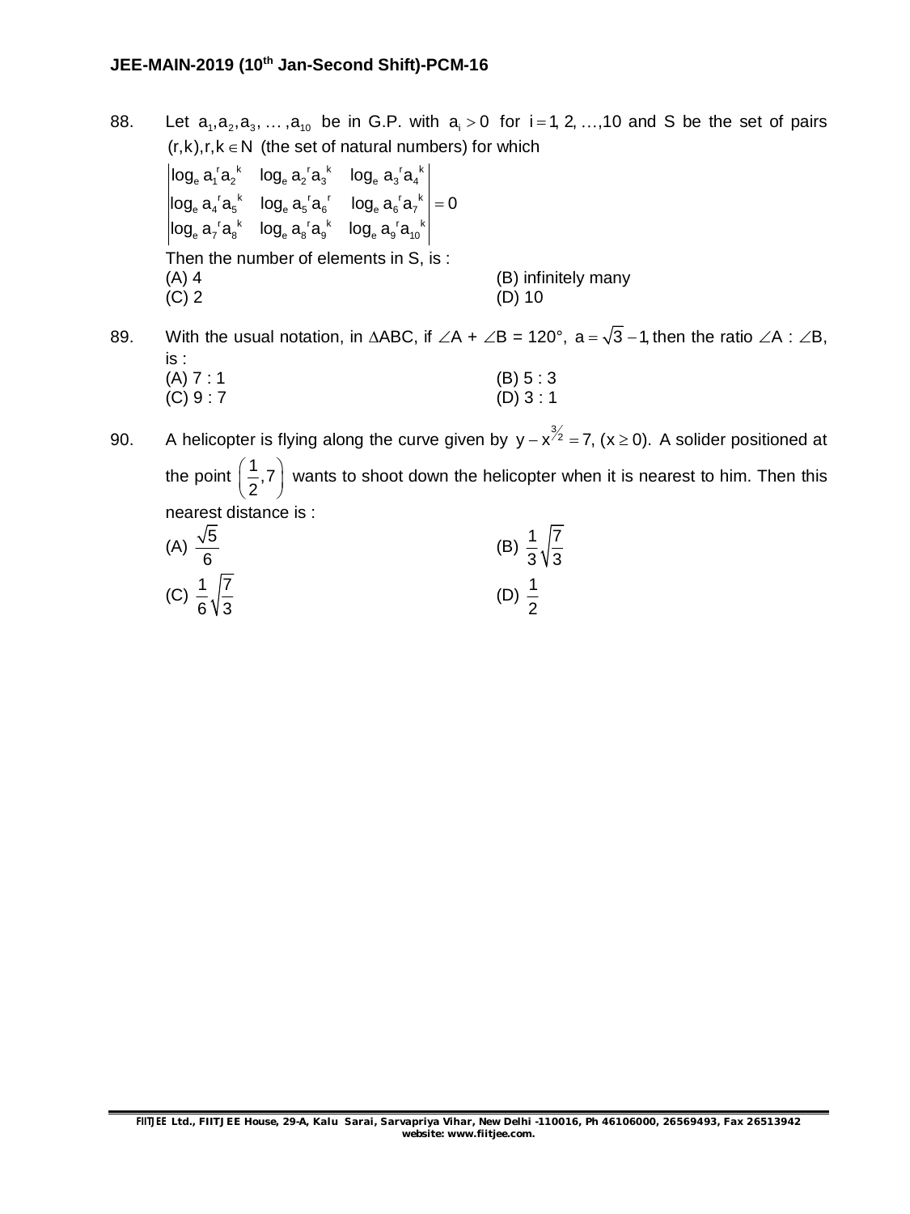88. Let $a_1, a_2, a_3, \ldots, a_{10}$ be in G.P. with $a_i > 0$ for $i = 1, 2, \ldots, 10$ and S be the set of pairs $(r, k), r, k \in N$ (the set of natural numbers) for which

$$\begin{vmatrix} \log_e a_1^r a_2^k & \log_e a_2^r a_3^k & \log_e a_3^r a_4^k \\ \log_e a_4^r a_5^k & \log_e a_5^r a_6^r & \log_e a_6^r a_7^k \\ \log_e a_7^r a_8^k & \log_e a_8^r a_9^k & \log_e a_9^r a_{10}^k \end{vmatrix} = 0$$

Then the number of elements in S, is :

(A) 4
(B) infinitely many
(C) 2
(D) 10

89. With the usual notation, in $\Delta ABC$, if $\angle A + \angle B = 120°$, $a = \sqrt{3} - 1$, then the ratio $\angle A : \angle B$, is :

(A) 7 : 1
(B) 5 : 3
(C) 9 : 7
(D) 3 : 1

90. A helicopter is flying along the curve given by $y - x^{3/2} = 7, (x \geq 0)$. A solider positioned at the point $\left(\frac{1}{2}, 7\right)$ wants to shoot down the helicopter when it is nearest to him. Then this nearest distance is :

(A) $\frac{\sqrt{5}}{6}$
(B) $\frac{1}{3}\sqrt{\frac{7}{3}}$
(C) $\frac{1}{6}\sqrt{\frac{7}{3}}$
(D) $\frac{1}{2}$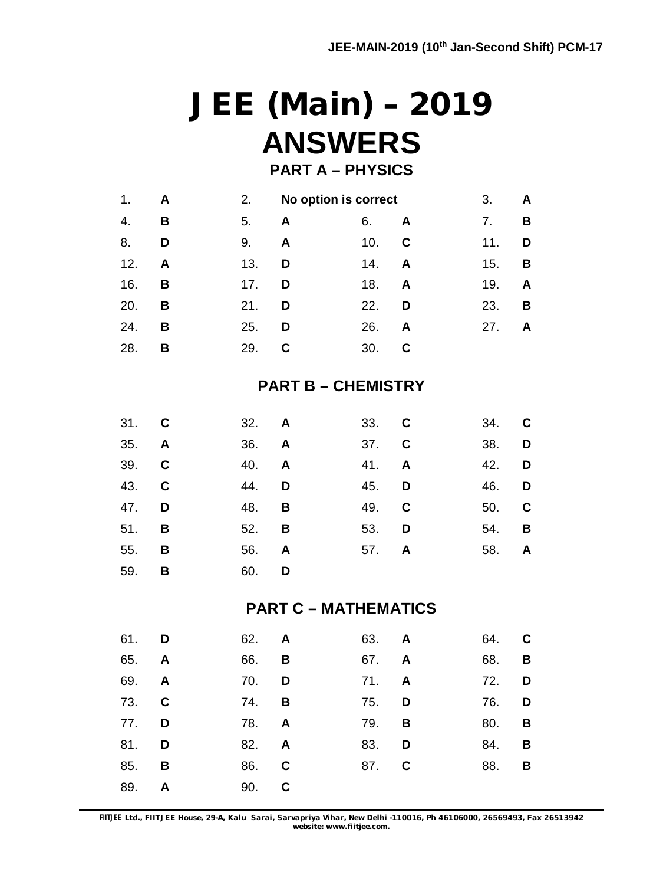# JEE (Main) – 2019

## ANSWERS

### PART A – PHYSICS

| | | | | | | | |
|---|---|---|---|---|---|---|---|
| 1. | A | 2. | No option is correct | | | 3. | A |
| 4. | B | 5. | A | 6. | A | 7. | B |
| 8. | D | 9. | A | 10. | C | 11. | D |
| 12. | A | 13. | D | 14. | A | 15. | B |
| 16. | B | 17. | D | 18. | A | 19. | A |
| 20. | B | 21. | D | 22. | D | 23. | B |
| 24. | B | 25. | D | 26. | A | 27. | A |
| 28. | B | 29. | C | 30. | C | | |

### PART B – CHEMISTRY

| | | | | | | | |
|---|---|---|---|---|---|---|---|
| 31. | C | 32. | A | 33. | C | 34. | C |
| 35. | A | 36. | A | 37. | C | 38. | D |
| 39. | C | 40. | A | 41. | A | 42. | D |
| 43. | C | 44. | D | 45. | D | 46. | D |
| 47. | D | 48. | B | 49. | C | 50. | C |
| 51. | B | 52. | B | 53. | D | 54. | B |
| 55. | B | 56. | A | 57. | A | 58. | A |
| 59. | B | 60. | D | | | | |

### PART C – MATHEMATICS

| | | | | | | | |
|---|---|---|---|---|---|---|---|
| 61. | D | 62. | A | 63. | A | 64. | C |
| 65. | A | 66. | B | 67. | A | 68. | B |
| 69. | A | 70. | D | 71. | A | 72. | D |
| 73. | C | 74. | B | 75. | D | 76. | D |
| 77. | D | 78. | A | 79. | B | 80. | B |
| 81. | D | 82. | A | 83. | D | 84. | B |
| 85. | B | 86. | C | 87. | C | 88. | B |
| 89. | A | 90. | C | | | | |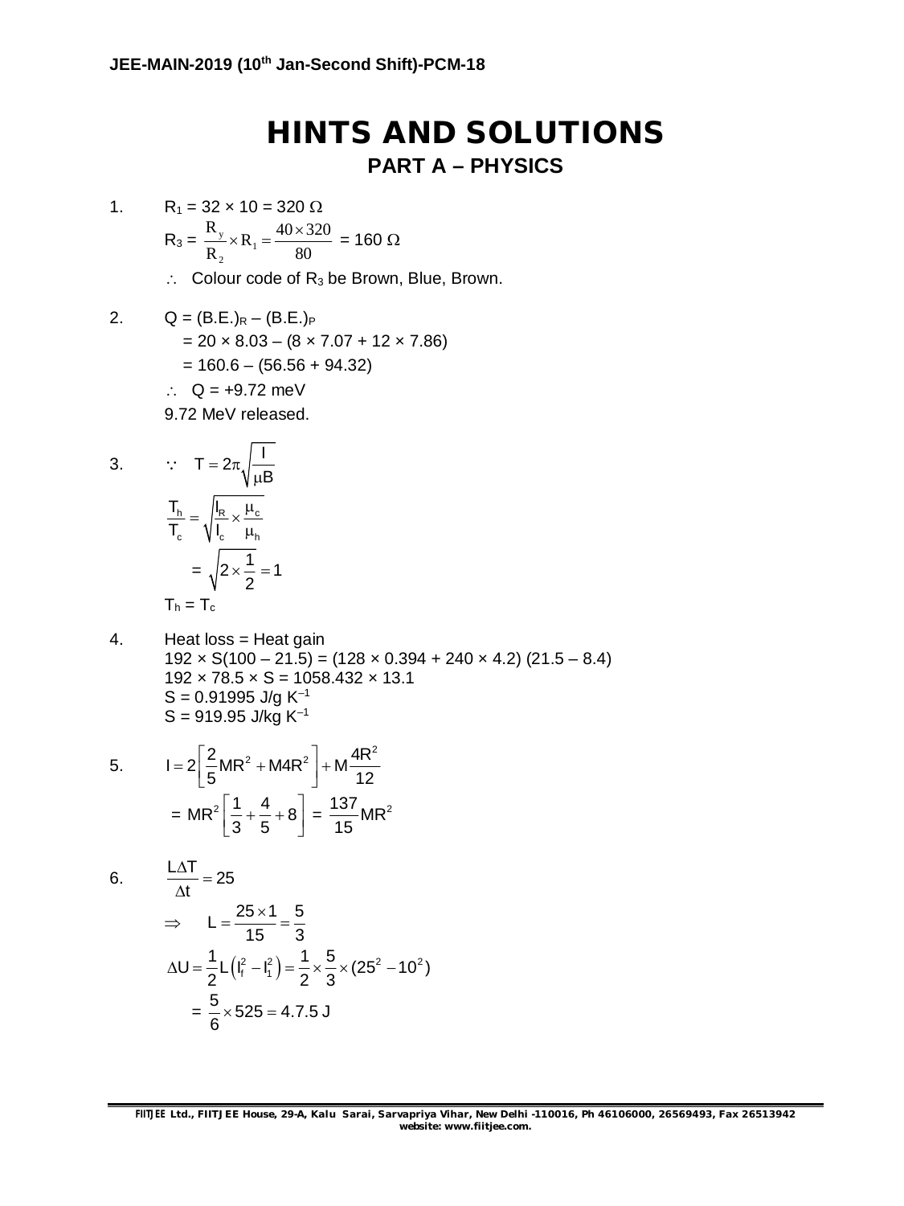# HINTS AND SOLUTIONS

## PART A – PHYSICS

1. $R_1 = 32 \times 10 = 320\ \Omega$

   $R_3 = \dfrac{R_y}{R_2} \times R_1 = \dfrac{40 \times 320}{80} = 160\ \Omega$

   $\therefore$ Colour code of $R_3$ be Brown, Blue, Brown.

2. $Q = (B.E.)_R - (B.E.)_P$

   $= 20 \times 8.03 - (8 \times 7.07 + 12 \times 7.86)$

   $= 160.6 - (56.56 + 94.32)$

   $\therefore$ $Q = +9.72$ meV

   9.72 MeV released.

3. $\because \quad T = 2\pi\sqrt{\dfrac{I}{\mu B}}$

   $\dfrac{T_h}{T_c} = \sqrt{\dfrac{I_R}{I_c} \times \dfrac{\mu_c}{\mu_h}}$

   $= \sqrt{2 \times \dfrac{1}{2}} = 1$

   $T_h = T_c$

4. Heat loss = Heat gain

   $192 \times S(100 - 21.5) = (128 \times 0.394 + 240 \times 4.2)(21.5 - 8.4)$

   $192 \times 78.5 \times S = 1058.432 \times 13.1$

   $S = 0.91995$ J/g $K^{-1}$

   $S = 919.95$ J/kg $K^{-1}$

5. $I = 2\left[\dfrac{2}{5}MR^2 + M4R^2\right] + M\dfrac{4R^2}{12}$

   $= MR^2\left[\dfrac{1}{3} + \dfrac{4}{5} + 8\right] = \dfrac{137}{15}MR^2$

6. $\dfrac{L\Delta T}{\Delta t} = 25$

   $\Rightarrow \quad L = \dfrac{25 \times 1}{15} = \dfrac{5}{3}$

   $\Delta U = \dfrac{1}{2}L\left(I_f^2 - I_1^2\right) = \dfrac{1}{2} \times \dfrac{5}{3} \times (25^2 - 10^2)$

   $= \dfrac{5}{6} \times 525 = 4.7.5$ J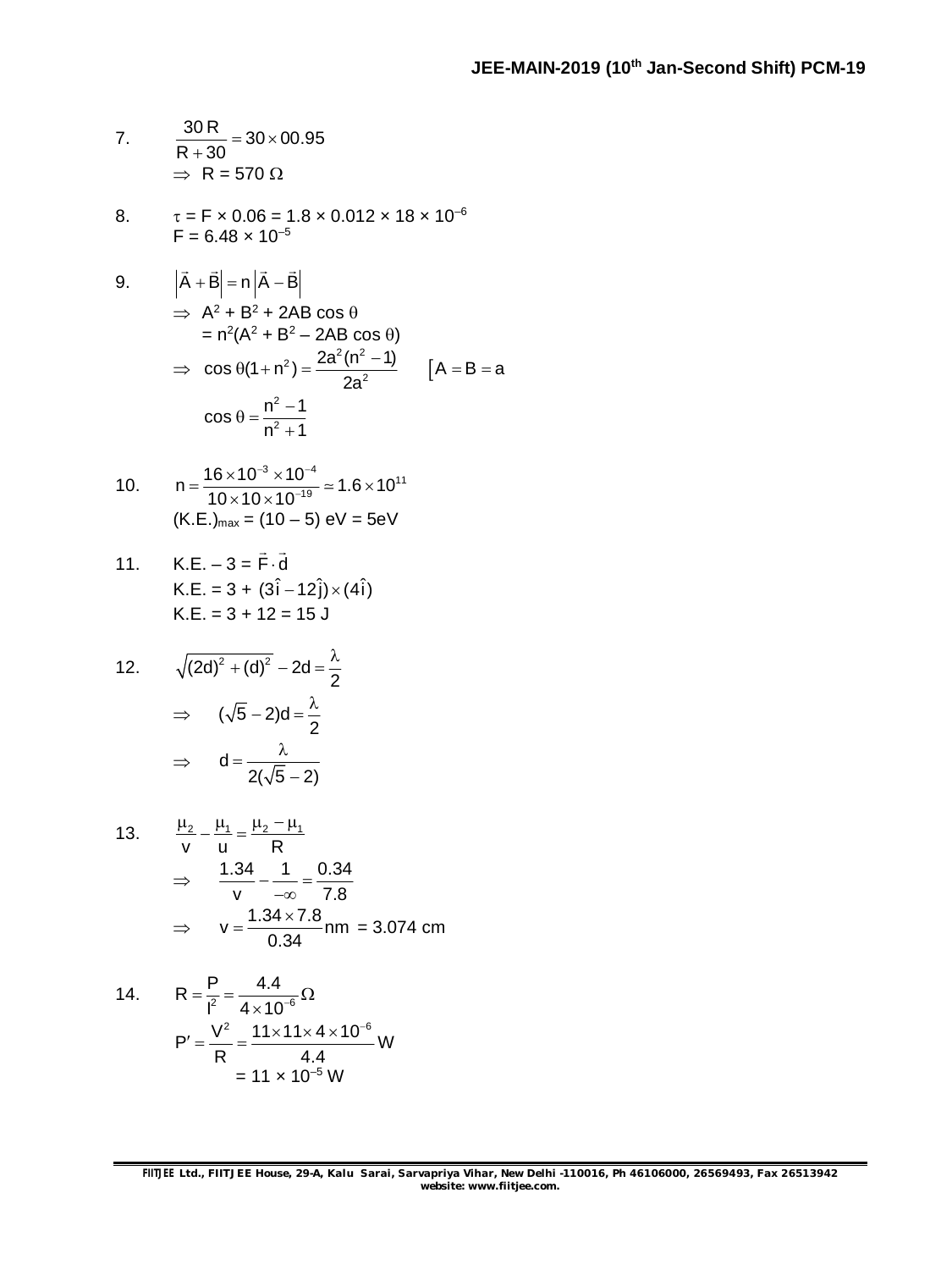7. $\dfrac{30\,R}{R+30} = 30 \times 00.95$

$\Rightarrow$ R = 570 $\Omega$

8. $\tau = F \times 0.06 = 1.8 \times 0.012 \times 18 \times 10^{-6}$

$F = 6.48 \times 10^{-5}$

9. $\left|\vec{A} + \vec{B}\right| = n\left|\vec{A} - \vec{B}\right|$

$\Rightarrow A^2 + B^2 + 2AB\cos\theta$

$= n^2(A^2 + B^2 - 2AB\cos\theta)$

$\Rightarrow \cos\theta(1+n^2) = \dfrac{2a^2(n^2-1)}{2a^2}$ $\quad [A = B = a$

$\cos\theta = \dfrac{n^2-1}{n^2+1}$

10. $n = \dfrac{16 \times 10^{-3} \times 10^{-4}}{10 \times 10 \times 10^{-19}} \simeq 1.6 \times 10^{11}$

$(K.E.)_{max} = (10 - 5)$ eV = 5eV

11. K.E. – 3 = $\vec{F} \cdot \vec{d}$

K.E. = 3 + $(3\hat{i} - 12\hat{j}) \times (4\hat{i})$

K.E. = 3 + 12 = 15 J

12. $\sqrt{(2d)^2 + (d)^2} - 2d = \dfrac{\lambda}{2}$

$\Rightarrow \quad (\sqrt{5} - 2)d = \dfrac{\lambda}{2}$

$\Rightarrow \quad d = \dfrac{\lambda}{2(\sqrt{5} - 2)}$

13. $\dfrac{\mu_2}{v} - \dfrac{\mu_1}{u} = \dfrac{\mu_2 - \mu_1}{R}$

$\Rightarrow \quad \dfrac{1.34}{v} - \dfrac{1}{-\infty} = \dfrac{0.34}{7.8}$

$\Rightarrow \quad v = \dfrac{1.34 \times 7.8}{0.34}\text{nm}$ = 3.074 cm

14. $R = \dfrac{P}{I^2} = \dfrac{4.4}{4 \times 10^{-6}}\Omega$

$P' = \dfrac{V^2}{R} = \dfrac{11 \times 11 \times 4 \times 10^{-6}}{4.4}\text{W}$

$= 11 \times 10^{-5}$ W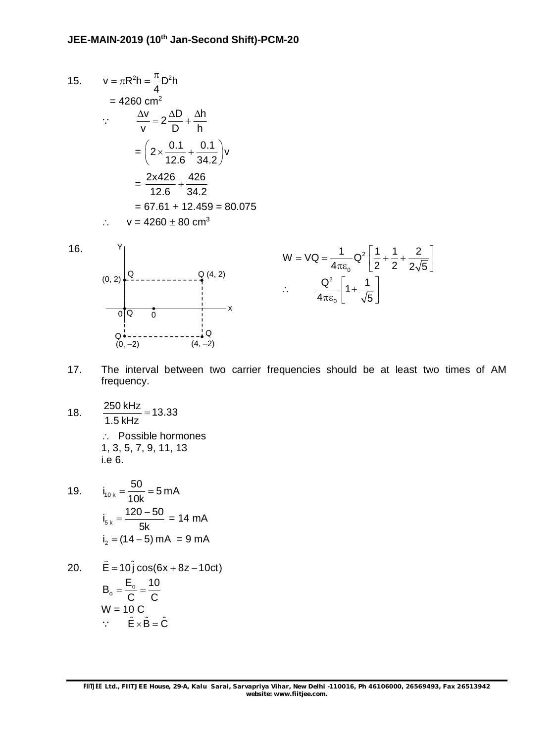15. $v = \pi R^2 h = \dfrac{\pi}{4} D^2 h$

$= 4260 \text{ cm}^2$

$\because \quad \dfrac{\Delta v}{v} = 2\dfrac{\Delta D}{D} + \dfrac{\Delta h}{h}$

$= \left(2 \times \dfrac{0.1}{12.6} + \dfrac{0.1}{34.2}\right) v$

$= \dfrac{2x426}{12.6} + \dfrac{426}{34.2}$

$= 67.61 + 12.459 = 80.075$

$\therefore \quad v = 4260 \pm 80 \text{ cm}^3$

16. Y, Q (0, 2), Q (4, 2), 0 Q, 0, x, Q (0, –2), Q (4, –2)

$W = VQ = \dfrac{1}{4\pi\varepsilon_0} Q^2 \left[\dfrac{1}{2} + \dfrac{1}{2} + \dfrac{2}{2\sqrt{5}}\right]$

$\therefore \quad \dfrac{Q^2}{4\pi\varepsilon_0}\left[1 + \dfrac{1}{\sqrt{5}}\right]$

17. The interval between two carrier frequencies should be at least two times of AM frequency.

18. $\dfrac{250 \text{ kHz}}{1.5 \text{ kHz}} = 13.33$

$\therefore$ Possible hormones
1, 3, 5, 7, 9, 11, 13
i.e 6.

19. $i_{10k} = \dfrac{50}{10k} = 5 \text{ mA}$

$i_{5k} = \dfrac{120 - 50}{5k} = 14 \text{ mA}$

$i_2 = (14 - 5) \text{ mA} = 9 \text{ mA}$

20. $\vec{E} = 10\hat{j} \cos(6x + 8z - 10ct)$

$B_o = \dfrac{E_o}{C} = \dfrac{10}{C}$

W = 10 C

$\because \quad \hat{E} \times \hat{B} = \hat{C}$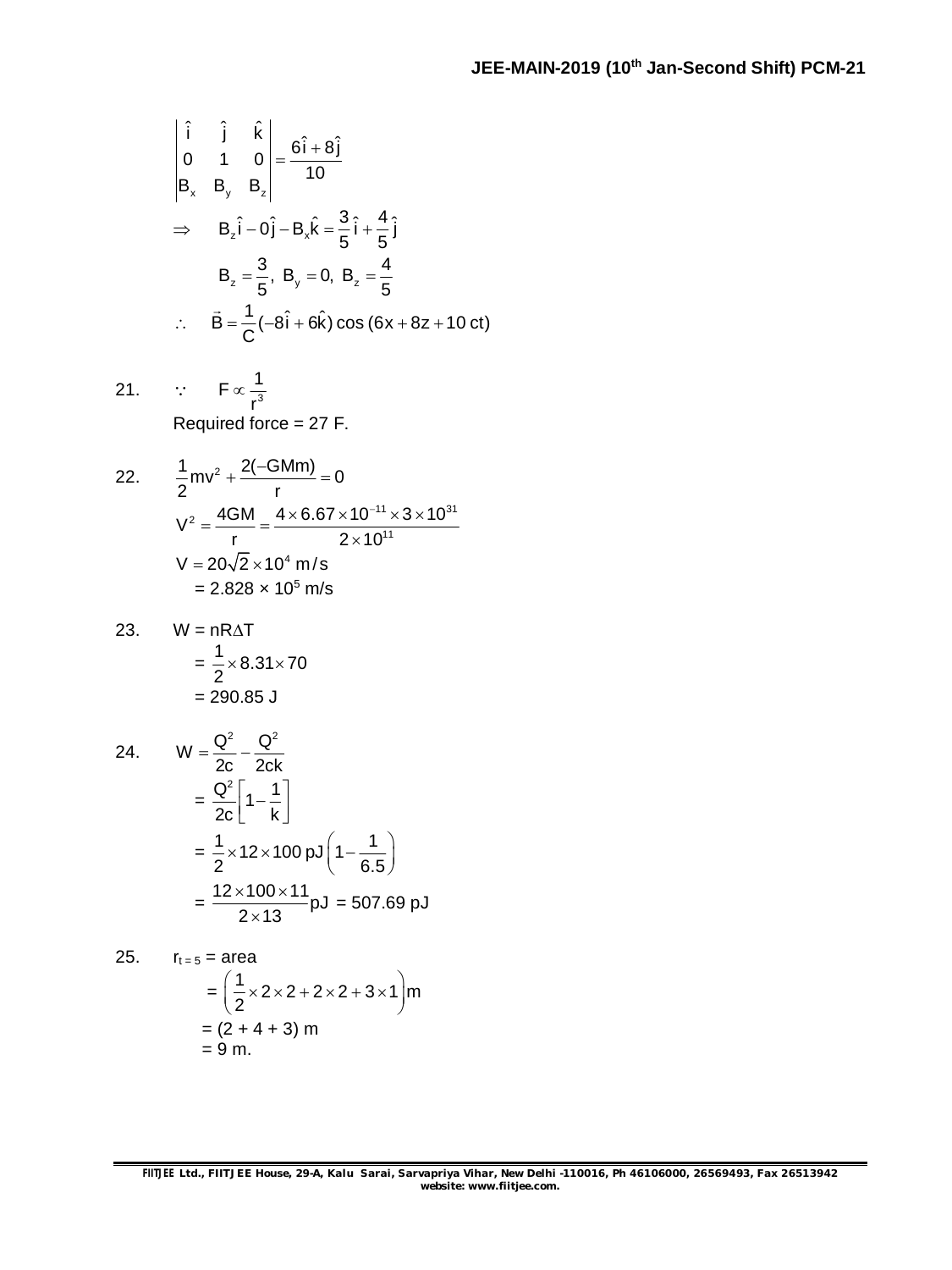$$\begin{vmatrix} \hat{i} & \hat{j} & \hat{k} \\ 0 & 1 & 0 \\ B_x & B_y & B_z \end{vmatrix} = \frac{6\hat{i} + 8\hat{j}}{10}$$

$$\Rightarrow \quad B_z\hat{i} - 0\hat{j} - B_x\hat{k} = \frac{3}{5}\hat{i} + \frac{4}{5}\hat{j}$$

$$B_z = \frac{3}{5},\ B_y = 0,\ B_z = \frac{4}{5}$$

$$\therefore \quad \vec{B} = \frac{1}{C}(-8\hat{i} + 6\hat{k})\cos(6x + 8z + 10\,ct)$$

21. $\because \quad F \propto \dfrac{1}{r^3}$

Required force = 27 F.

22. $$\frac{1}{2}mv^2 + \frac{2(-GMm)}{r} = 0$$

$$V^2 = \frac{4GM}{r} = \frac{4 \times 6.67 \times 10^{-11} \times 3 \times 10^{31}}{2 \times 10^{11}}$$

$$V = 20\sqrt{2} \times 10^4 \text{ m/s}$$

$= 2.828 \times 10^5$ m/s

23. $W = nR\Delta T$

$= \dfrac{1}{2} \times 8.31 \times 70$

$= 290.85$ J

24. $$W = \frac{Q^2}{2c} - \frac{Q^2}{2ck}$$

$$= \frac{Q^2}{2c}\left[1 - \frac{1}{k}\right]$$

$$= \frac{1}{2} \times 12 \times 100 \text{ pJ} \left(1 - \frac{1}{6.5}\right)$$

$$= \frac{12 \times 100 \times 11}{2 \times 13}\text{pJ} = 507.69 \text{ pJ}$$

25. $r_{t=5}$ = area

$$= \left(\frac{1}{2} \times 2 \times 2 + 2 \times 2 + 3 \times 1\right)\text{m}$$

$= (2 + 4 + 3)$ m

$= 9$ m.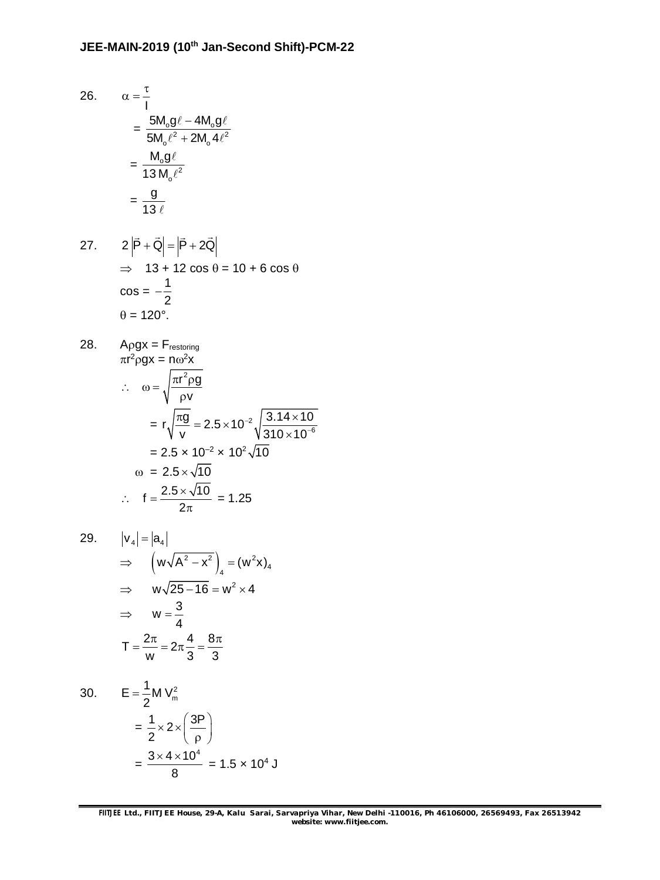26. $\alpha = \dfrac{\tau}{I}$

$= \dfrac{5M_o g\ell - 4M_o g\ell}{5M_o\ell^2 + 2M_o 4\ell^2}$

$= \dfrac{M_o g\ell}{13 M_o \ell^2}$

$= \dfrac{g}{13\,\ell}$

27. $2\left|\vec{P} + \vec{Q}\right| = \left|\vec{P} + 2\vec{Q}\right|$

$\Rightarrow \quad 13 + 12\cos\theta = 10 + 6\cos\theta$

$\cos = -\dfrac{1}{2}$

$\theta = 120°$.

28. $A\rho g x = F_{restoring}$

$\pi r^2 \rho g x = n\omega^2 x$

$\therefore \quad \omega = \sqrt{\dfrac{\pi r^2 \rho g}{\rho v}}$

$= r\sqrt{\dfrac{\pi g}{v}} = 2.5 \times 10^{-2}\sqrt{\dfrac{3.14 \times 10}{310 \times 10^{-6}}}$

$= 2.5 \times 10^{-2} \times 10^{2}\sqrt{10}$

$\omega = 2.5 \times \sqrt{10}$

$\therefore \quad f = \dfrac{2.5 \times \sqrt{10}}{2\pi} = 1.25$

29. $\left|v_4\right| = \left|a_4\right|$

$\Rightarrow \quad \left(w\sqrt{A^2 - x^2}\right)_4 = (w^2 x)_4$

$\Rightarrow \quad w\sqrt{25 - 16} = w^2 \times 4$

$\Rightarrow \quad w = \dfrac{3}{4}$

$T = \dfrac{2\pi}{w} = 2\pi\dfrac{4}{3} = \dfrac{8\pi}{3}$

30. $E = \dfrac{1}{2} M V_m^2$

$= \dfrac{1}{2} \times 2 \times \left(\dfrac{3P}{\rho}\right)$

$= \dfrac{3 \times 4 \times 10^4}{8} = 1.5 \times 10^4$ J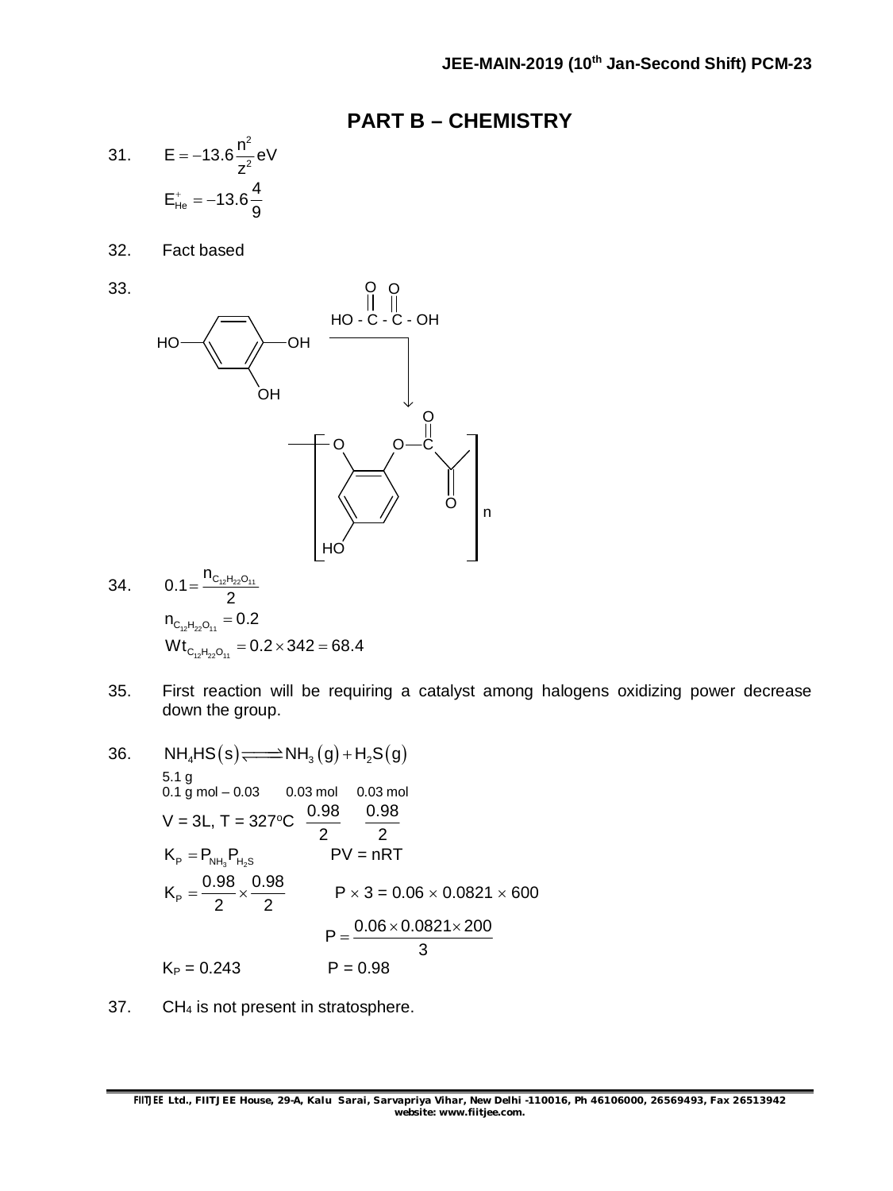# PART B – CHEMISTRY

31. $E = -13.6\frac{n^2}{z^2}\,eV$

$E_{He^+} = -13.6\frac{4}{9}$

32. Fact based

33. 

HO–C₆H₃(OH)–OH (benzene-1,2,4-triol) + $HO-\overset{O}{\overset{||}{C}}-\overset{O}{\overset{||}{C}}-OH$ → polymer $\left[-O-C_6H_3(HO)-O-\overset{O}{\overset{||}{C}}-\overset{O}{\overset{||}{C}}-\right]_n$

34. $0.1 = \frac{n_{C_{12}H_{22}O_{11}}}{2}$

$n_{C_{12}H_{22}O_{11}} = 0.2$

$Wt_{C_{12}H_{22}O_{11}} = 0.2 \times 342 = 68.4$

35. First reaction will be requiring a catalyst among halogens oxidizing power decrease down the group.

36. $NH_4HS(s) \rightleftharpoons NH_3(g) + H_2S(g)$

5.1 g

0.1 g mol – 0.03 &nbsp;&nbsp;&nbsp; 0.03 mol &nbsp;&nbsp;&nbsp; 0.03 mol

V = 3L, T = 327°C &nbsp;&nbsp; $\frac{0.98}{2}$ &nbsp;&nbsp; $\frac{0.98}{2}$

$K_P = P_{NH_3}P_{H_2S}$ &nbsp;&nbsp;&nbsp;&nbsp; $PV = nRT$

$K_P = \frac{0.98}{2} \times \frac{0.98}{2}$ &nbsp;&nbsp;&nbsp;&nbsp; $P \times 3 = 0.06 \times 0.0821 \times 600$

$P = \frac{0.06 \times 0.0821 \times 200}{3}$

$K_P = 0.243$ &nbsp;&nbsp;&nbsp;&nbsp; $P = 0.98$

37. $CH_4$ is not present in stratosphere.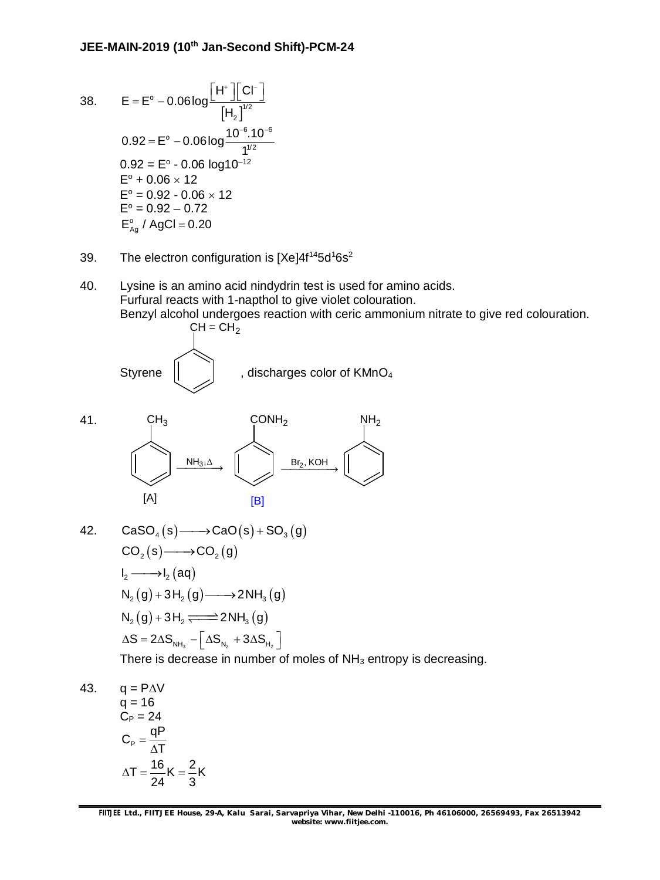38. $$E = E^o - 0.06\log\frac{\left[H^+\right]\left[Cl^-\right]}{\left[H_2\right]^{1/2}}$$

$$0.92 = E^o - 0.06\log\frac{10^{-6}.10^{-6}}{1^{1/2}}$$

$0.92 = E^o - 0.06 \log 10^{-12}$

$E^o + 0.06 \times 12$

$E^o = 0.92 - 0.06 \times 12$

$E^o = 0.92 - 0.72$

$E^o_{Ag} / AgCl = 0.20$

39. The electron configuration is $[Xe]4f^{14}5d^16s^2$

40. Lysine is an amino acid nindydrin test is used for amino acids.
Furfural reacts with 1-napthol to give violet colouration.
Benzyl alcohol undergoes reaction with ceric ammonium nitrate to give red colouration.

Styrene ($C_6H_5-CH = CH_2$), discharges color of $KMnO_4$

41. $\underset{[A]}{C_6H_5CH_3} \xrightarrow{NH_3, \Delta} \underset{[B]}{C_6H_5CONH_2} \xrightarrow{Br_2, KOH} C_6H_5NH_2$

42. $CaSO_4(s) \longrightarrow CaO(s) + SO_3(g)$

$CO_2(s) \longrightarrow CO_2(g)$

$I_2 \longrightarrow I_2(aq)$

$N_2(g) + 3H_2(g) \longrightarrow 2NH_3(g)$

$N_2(g) + 3H_2 \rightleftharpoons 2NH_3(g)$

$\Delta S = 2\Delta S_{NH_3} - \left[\Delta S_{N_2} + 3\Delta S_{H_2}\right]$

There is decrease in number of moles of $NH_3$ entropy is decreasing.

43. $q = P\Delta V$

$q = 16$

$C_P = 24$

$$C_P = \frac{qP}{\Delta T}$$

$$\Delta T = \frac{16}{24}K = \frac{2}{3}K$$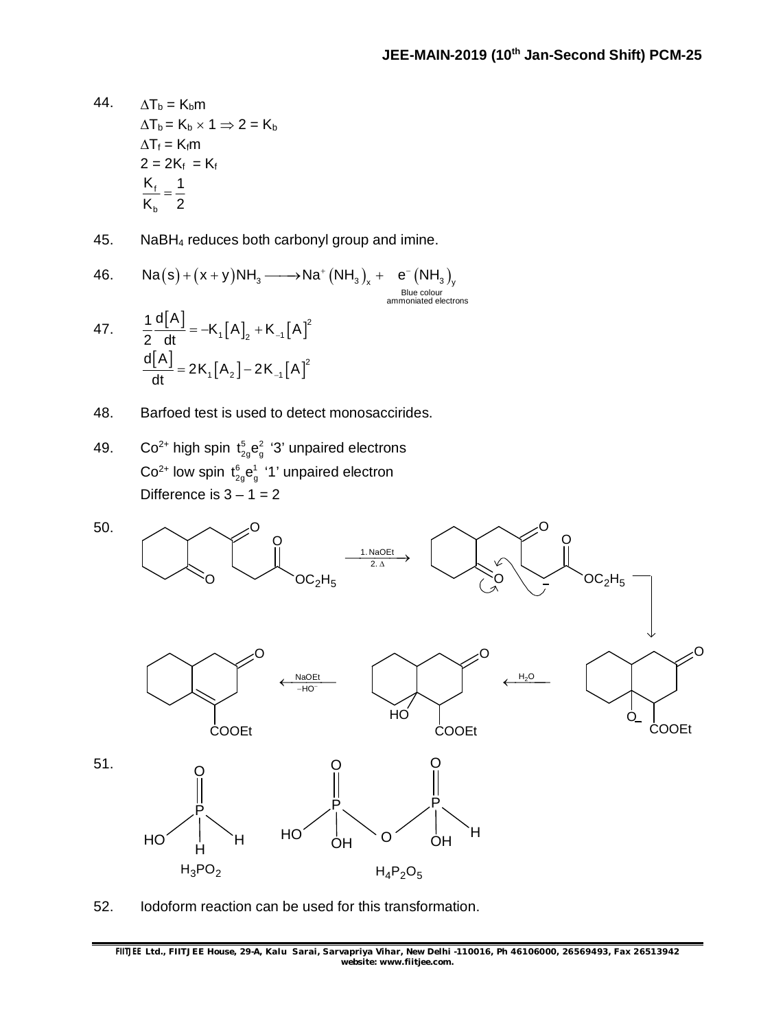44. $\Delta T_b = K_b m$

$\Delta T_b = K_b \times 1 \Rightarrow 2 = K_b$

$\Delta T_f = K_f m$

$2 = 2K_f \; = K_f$

$\frac{K_f}{K_b} = \frac{1}{2}$

45. $NaBH_4$ reduces both carbonyl group and imine.

46. $$Na(s) + (x+y)NH_3 \longrightarrow Na^+(NH_3)_x + \underset{\substack{\text{Blue colour} \\ \text{ammoniated electrons}}}{e^-(NH_3)_y}$$

47. $$\frac{1}{2}\frac{d[A]}{dt} = -K_1[A]_2 + K_{-1}[A]^2$$

$$\frac{d[A]}{dt} = 2K_1[A_2] - 2K_{-1}[A]^2$$

48. Barfoed test is used to detect monosaccirides.

49. $Co^{2+}$ high spin $t_{2g}^5 e_g^2$ '3' unpaired electrons

$Co^{2+}$ low spin $t_{2g}^6 e_g^1$ '1' unpaired electron

Difference is 3 – 1 = 2

50. (Reaction scheme: diketo ester with $OC_2H_5$ → 1. NaOEt, 2. Δ → enolate attacks ring carbonyl → alkoxide intermediate with COOEt → $H_2O$ → hydroxy compound (HO, COOEt) → NaOEt, $-HO^-$ → unsaturated bicyclic ketone with COOEt)

51. (Structures: $H_3PO_2$ — P with =O, HO, H, H; $H_4P_2O_5$ — HO–P(=O)(OH)–O–P(=O)(OH)–H)

$H_3PO_2$ $\qquad$ $H_4P_2O_5$

52. Iodoform reaction can be used for this transformation.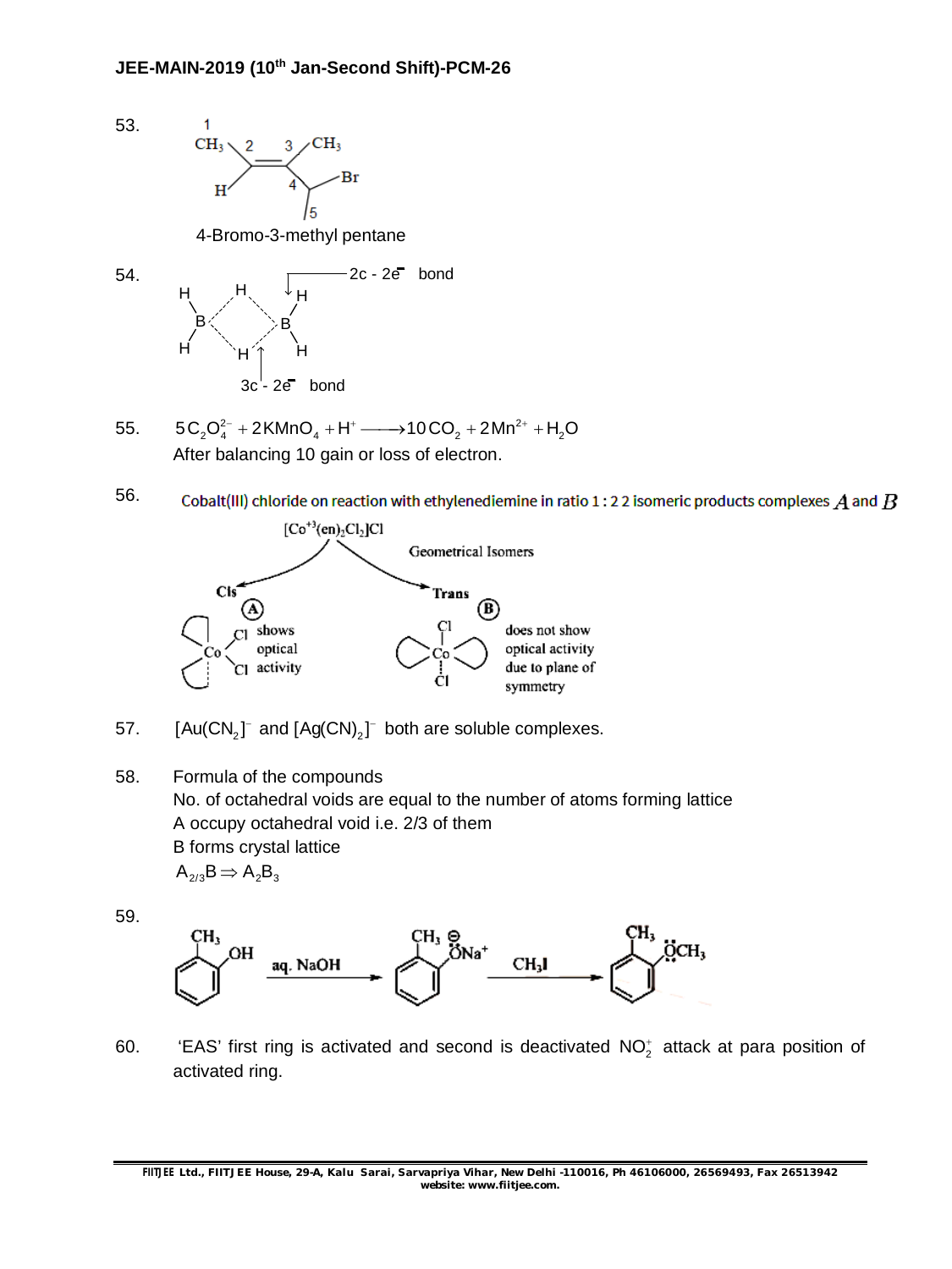53.

4-Bromo-3-methyl pentane

54.

2c - 2e⁻ bond

3c - 2e⁻ bond

55. $5C_2O_4^{2-} + 2KMnO_4 + H^+ \longrightarrow 10CO_2 + 2Mn^{2+} + H_2O$

After balancing 10 gain or loss of electron.

56. Cobalt(III) chloride on reaction with ethylenediemine in ratio 1 : 2 2 isomeric products complexes $A$ and $B$

$[Co^{+3}(en)_2Cl_2]Cl$

Geometrical Isomers

Cis (A) shows optical activity

Trans (B) does not show optical activity due to plane of symmetry

57. $[Au(CN_2]^-$ and $[Ag(CN)_2]^-$ both are soluble complexes.

58. Formula of the compounds

No. of octahedral voids are equal to the number of atoms forming lattice

A occupy octahedral void i.e. 2/3 of them

B forms crystal lattice

$A_{2/3}B \Rightarrow A_2B_3$

59.

aq. NaOH

$CH_3I$

60. 'EAS' first ring is activated and second is deactivated $NO_2^+$ attack at para position of activated ring.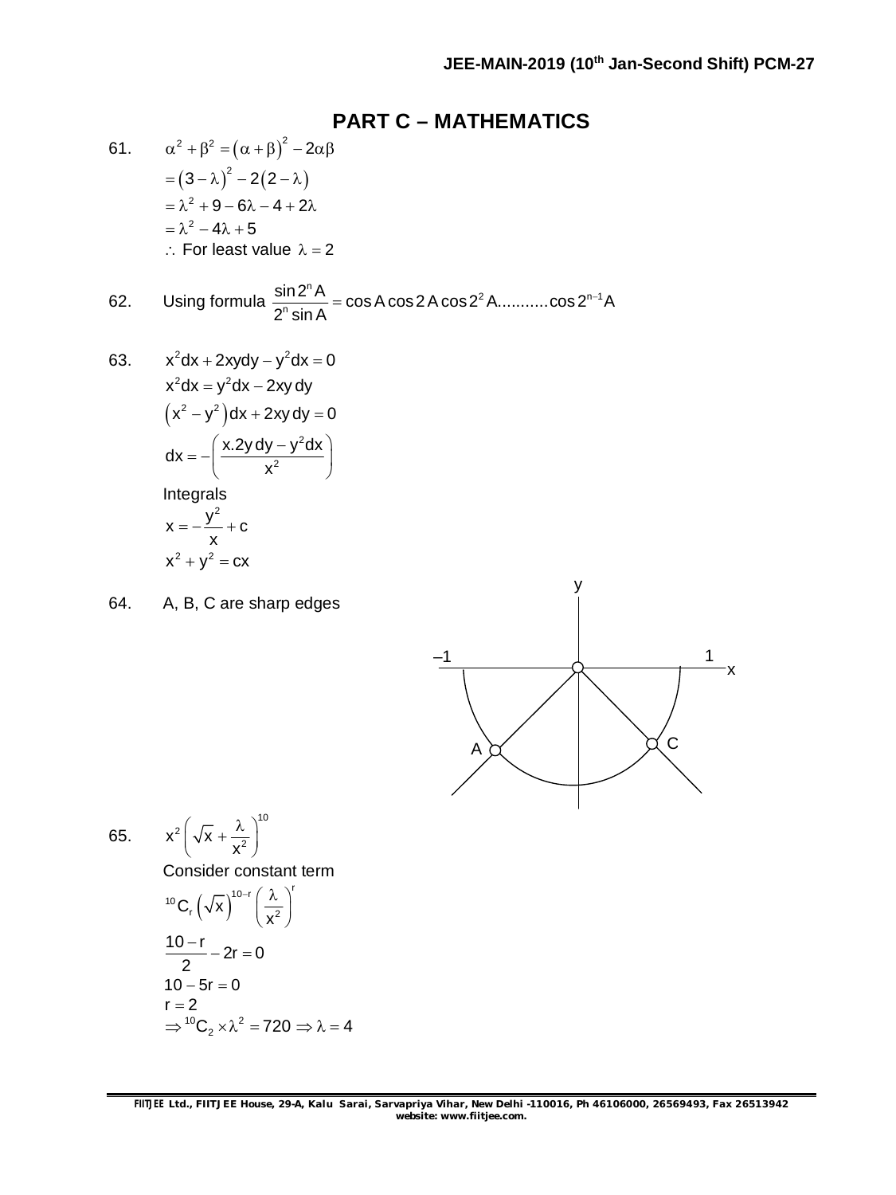## PART C – MATHEMATICS

61. $\alpha^2 + \beta^2 = (\alpha+\beta)^2 - 2\alpha\beta$

$= (3-\lambda)^2 - 2(2-\lambda)$

$= \lambda^2 + 9 - 6\lambda - 4 + 2\lambda$

$= \lambda^2 - 4\lambda + 5$

$\therefore$ For least value $\lambda = 2$

62. Using formula $\dfrac{\sin 2^n A}{2^n \sin A} = \cos A \cos 2A \cos 2^2 A \ldots\ldots\ldots\ldots \cos 2^{n-1} A$

63. $x^2 dx + 2xydy - y^2 dx = 0$

$x^2 dx = y^2 dx - 2xy\,dy$

$\left(x^2 - y^2\right)dx + 2xy\,dy = 0$

$dx = -\left(\dfrac{x.2y\,dy - y^2 dx}{x^2}\right)$

Integrals

$x = -\dfrac{y^2}{x} + c$

$x^2 + y^2 = cx$

64. A, B, C are sharp edges

65. $x^2\left(\sqrt{x} + \dfrac{\lambda}{x^2}\right)^{10}$

Consider constant term

${}^{10}C_r \left(\sqrt{x}\right)^{10-r}\left(\dfrac{\lambda}{x^2}\right)^r$

$\dfrac{10-r}{2} - 2r = 0$

$10 - 5r = 0$

$r = 2$

$\Rightarrow {}^{10}C_2 \times \lambda^2 = 720 \Rightarrow \lambda = 4$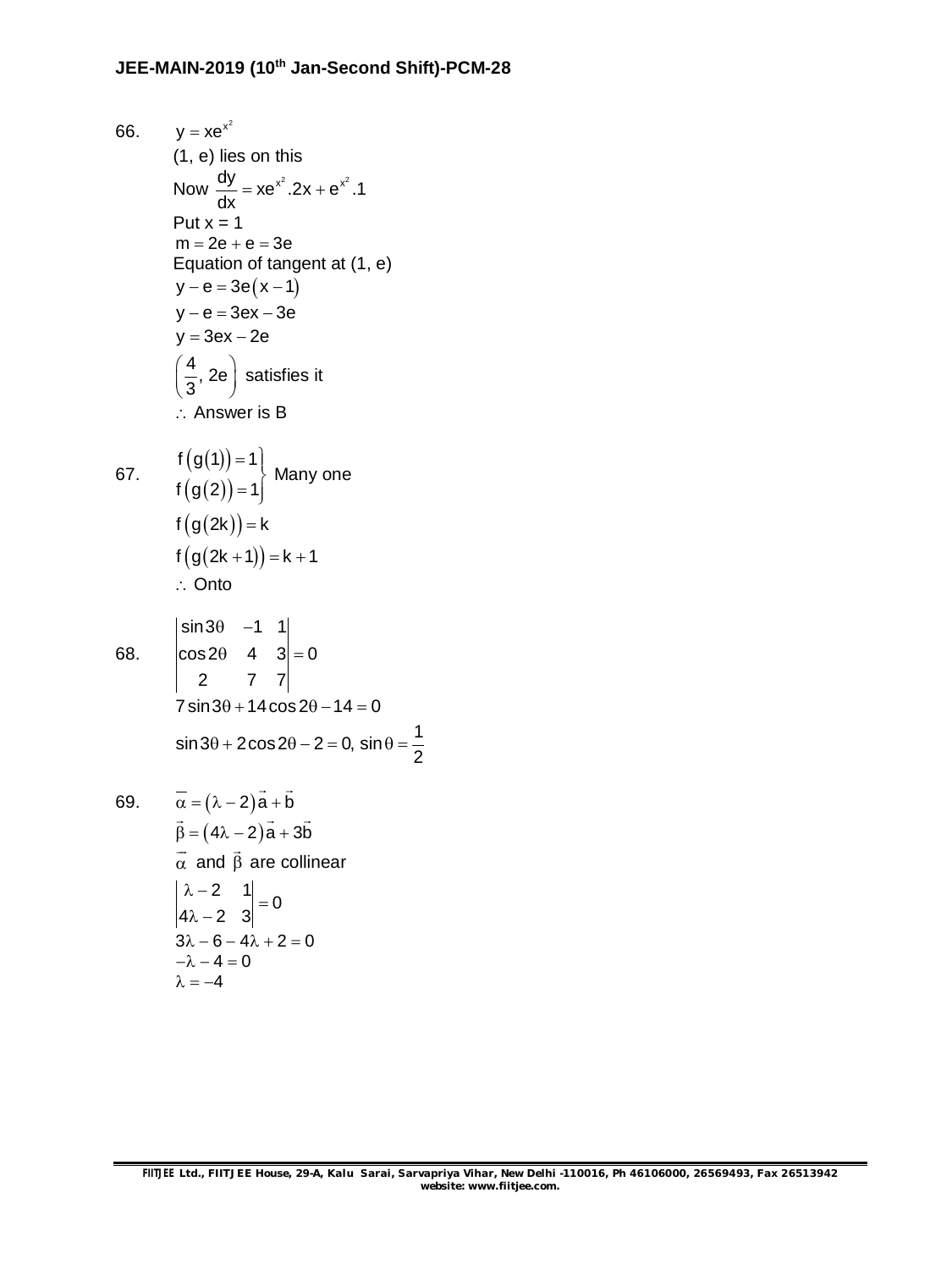66. $y = xe^{x^2}$

(1, e) lies on this

Now $\frac{dy}{dx} = xe^{x^2}.2x + e^{x^2}.1$

Put x = 1

$m = 2e + e = 3e$

Equation of tangent at (1, e)

$y - e = 3e(x-1)$

$y - e = 3ex - 3e$

$y = 3ex - 2e$

$\left(\frac{4}{3}, 2e\right)$ satisfies it

$\therefore$ Answer is B

67. $\left.\begin{array}{l} f(g(1)) = 1 \\ f(g(2)) = 1 \end{array}\right\}$ Many one

$f(g(2k)) = k$

$f(g(2k+1)) = k+1$

$\therefore$ Onto

68. $\begin{vmatrix} \sin 3\theta & -1 & 1 \\ \cos 2\theta & 4 & 3 \\ 2 & 7 & 7 \end{vmatrix} = 0$

$7\sin 3\theta + 14\cos 2\theta - 14 = 0$

$\sin 3\theta + 2\cos 2\theta - 2 = 0, \ \sin\theta = \frac{1}{2}$

69. $\overline{\alpha} = (\lambda - 2)\vec{a} + \vec{b}$

$\vec{\beta} = (4\lambda - 2)\vec{a} + 3\vec{b}$

$\vec{\alpha}$ and $\vec{\beta}$ are collinear

$\begin{vmatrix} \lambda - 2 & 1 \\ 4\lambda - 2 & 3 \end{vmatrix} = 0$

$3\lambda - 6 - 4\lambda + 2 = 0$

$-\lambda - 4 = 0$

$\lambda = -4$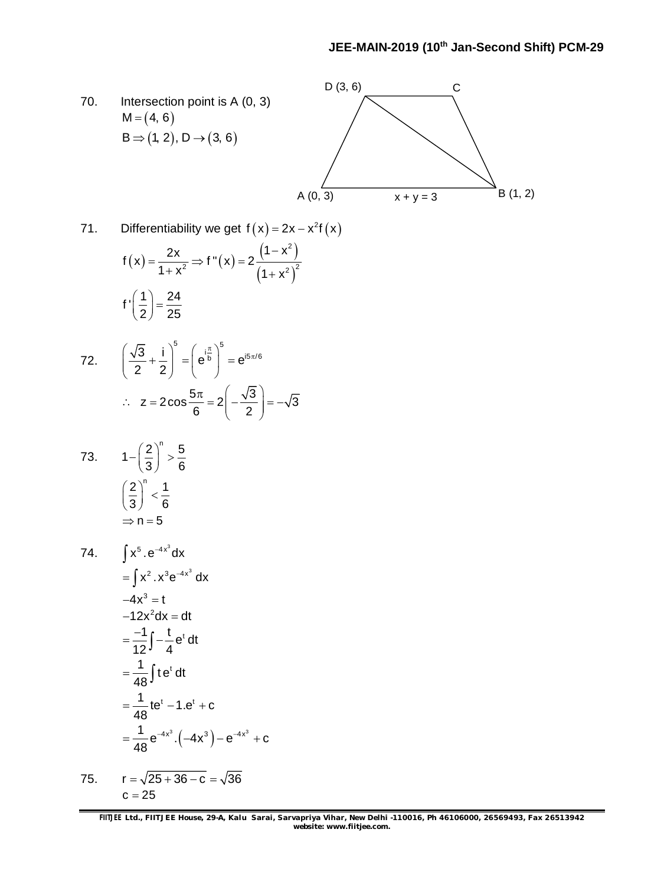70. Intersection point is A (0, 3)

$M = (4, 6)$

$B \Rightarrow (1, 2),\ D \rightarrow (3, 6)$

D (3, 6) C

A (0, 3) x + y = 3 B (1, 2)

71. Differentiability we get $f(x) = 2x - x^2 f(x)$

$$f(x) = \frac{2x}{1+x^2} \Rightarrow f''(x) = 2\frac{(1-x^2)}{(1+x^2)^2}$$

$$f'\left(\frac{1}{2}\right) = \frac{24}{25}$$

72. $$\left(\frac{\sqrt{3}}{2} + \frac{i}{2}\right)^5 = \left(e^{i\frac{\pi}{b}}\right)^5 = e^{i5\pi/6}$$

$$\therefore \quad z = 2\cos\frac{5\pi}{6} = 2\left(-\frac{\sqrt{3}}{2}\right) = -\sqrt{3}$$

73. $$1 - \left(\frac{2}{3}\right)^n > \frac{5}{6}$$

$$\left(\frac{2}{3}\right)^n < \frac{1}{6}$$

$$\Rightarrow n = 5$$

74. $$\int x^5 . e^{-4x^3} dx$$

$$= \int x^2 . x^3 e^{-4x^3}\ dx$$

$$-4x^3 = t$$

$$-12x^2 dx = dt$$

$$= \frac{-1}{12}\int -\frac{t}{4} e^t\, dt$$

$$= \frac{1}{48}\int t e^t\, dt$$

$$= \frac{1}{48} te^t - 1.e^t + c$$

$$= \frac{1}{48} e^{-4x^3}.\left(-4x^3\right) - e^{-4x^3} + c$$

75. $$r = \sqrt{25 + 36 - c} = \sqrt{36}$$

$$c = 25$$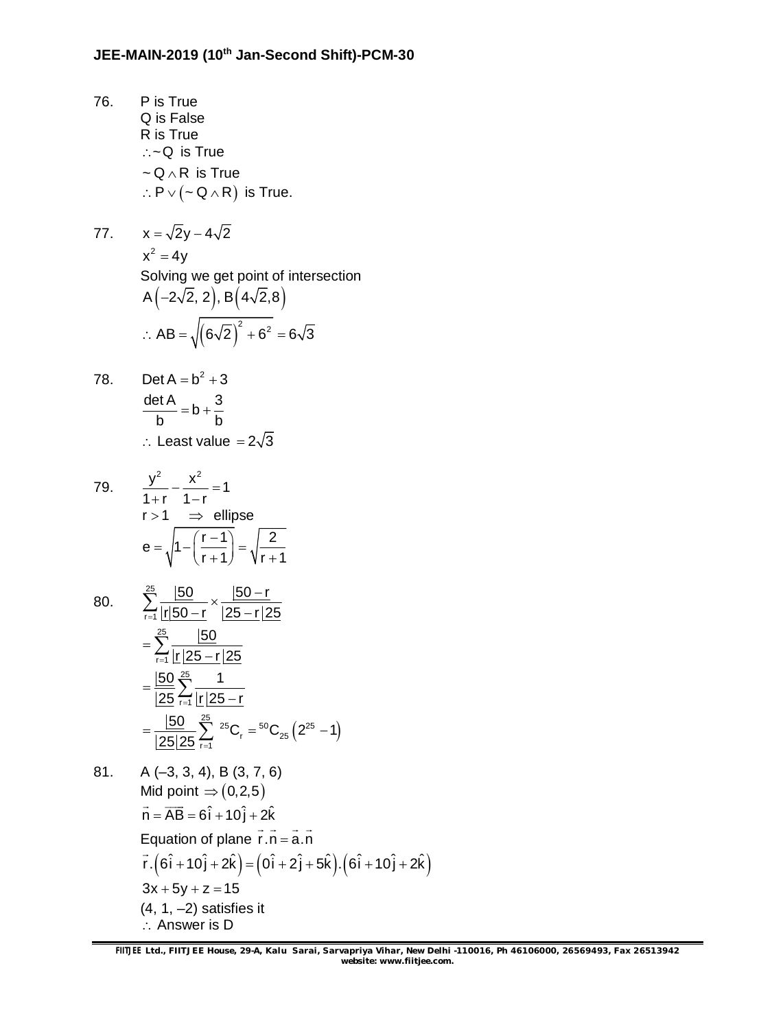76. P is True
Q is False
R is True
$\therefore \sim Q$ is True
$\sim Q \wedge R$ is True
$\therefore P \vee (\sim Q \wedge R)$ is True.

77. $x = \sqrt{2}y - 4\sqrt{2}$
$x^2 = 4y$
Solving we get point of intersection
$A\left(-2\sqrt{2},\, 2\right),\, B\left(4\sqrt{2}, 8\right)$
$\therefore AB = \sqrt{\left(6\sqrt{2}\right)^2 + 6^2} = 6\sqrt{3}$

78. $\text{Det}\, A = b^2 + 3$
$\dfrac{\det A}{b} = b + \dfrac{3}{b}$
$\therefore$ Least value $= 2\sqrt{3}$

79. $\dfrac{y^2}{1+r} - \dfrac{x^2}{1-r} = 1$
$r > 1 \quad \Rightarrow$ ellipse
$e = \sqrt{1 - \left(\dfrac{r-1}{r+1}\right)} = \sqrt{\dfrac{2}{r+1}}$

80. $\displaystyle\sum_{r=1}^{25} \frac{\lfloor 50}{\lfloor r \lfloor 50-r} \times \frac{\lfloor 50-r}{\lfloor 25-r \lfloor 25}$
$\displaystyle= \sum_{r=1}^{25} \frac{\lfloor 50}{\lfloor r \lfloor 25-r \lfloor 25}$
$\displaystyle= \frac{\lfloor 50}{\lfloor 25} \sum_{r=1}^{25} \frac{1}{\lfloor r \lfloor 25-r}$
$\displaystyle= \frac{\lfloor 50}{\lfloor 25 \lfloor 25} \sum_{r=1}^{25} {}^{25}C_r = {}^{50}C_{25}\left(2^{25} - 1\right)$

81. A (–3, 3, 4), B (3, 7, 6)
Mid point $\Rightarrow (0, 2, 5)$
$\vec{n} = \overrightarrow{AB} = 6\hat{i} + 10\hat{j} + 2\hat{k}$
Equation of plane $\vec{r}.\vec{n} = \vec{a}.\vec{n}$
$\vec{r}.\left(6\hat{i} + 10\hat{j} + 2\hat{k}\right) = \left(0\hat{i} + 2\hat{j} + 5\hat{k}\right).\left(6\hat{i} + 10\hat{j} + 2\hat{k}\right)$
$3x + 5y + z = 15$
(4, 1, –2) satisfies it
$\therefore$ Answer is D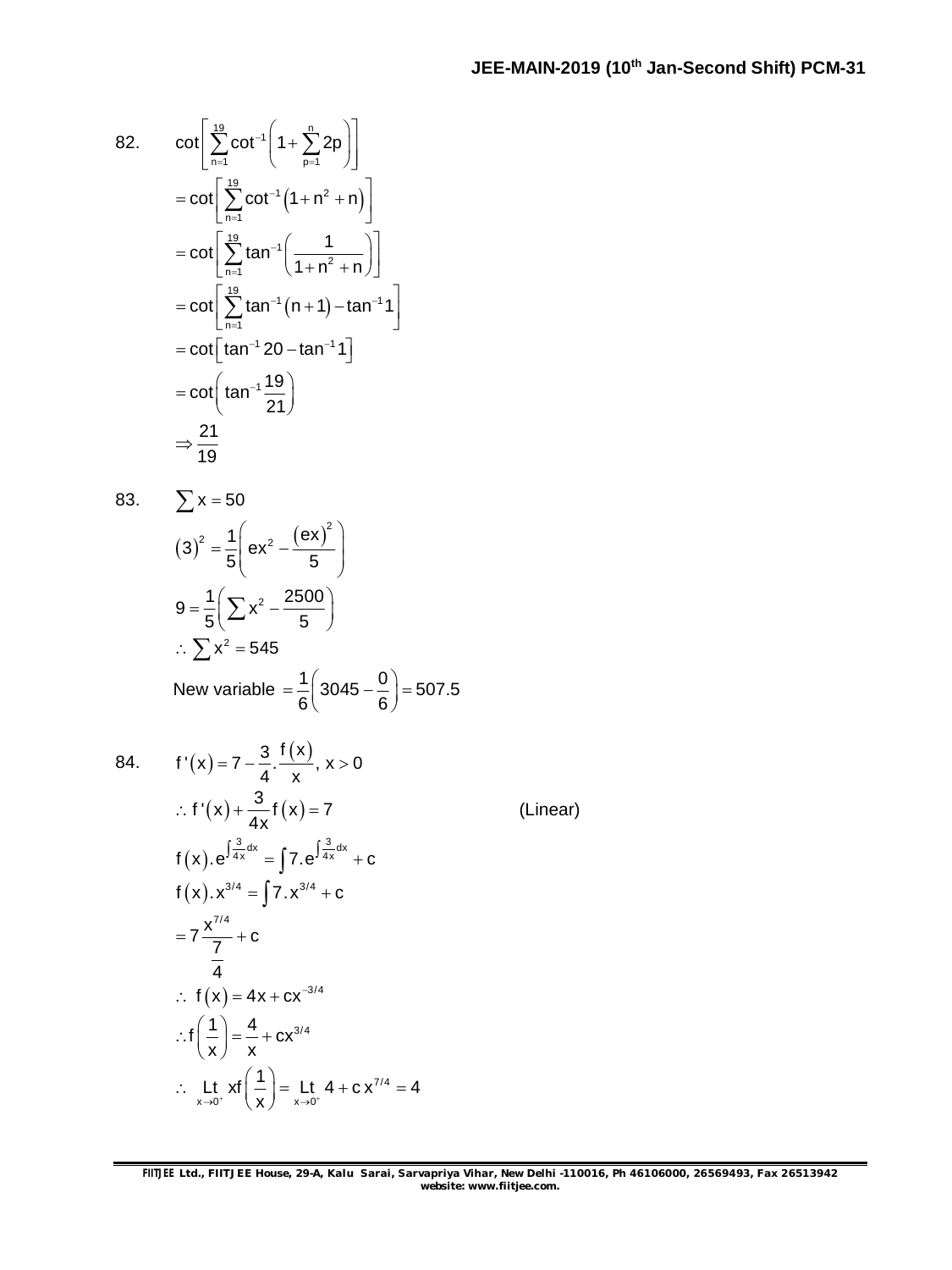82. $\cot\left[\sum_{n=1}^{19}\cot^{-1}\left(1+\sum_{p=1}^{n}2p\right)\right]$

$$= \cot\left[\sum_{n=1}^{19}\cot^{-1}\left(1+n^2+n\right)\right]$$

$$= \cot\left[\sum_{n=1}^{19}\tan^{-1}\left(\frac{1}{1+n^2+n}\right)\right]$$

$$= \cot\left[\sum_{n=1}^{19}\tan^{-1}\left(n+1\right)-\tan^{-1}1\right]$$

$$= \cot\left[\tan^{-1}20-\tan^{-1}1\right]$$

$$= \cot\left(\tan^{-1}\frac{19}{21}\right)$$

$$\Rightarrow \frac{21}{19}$$

83. $\sum x = 50$

$$\left(3\right)^2 = \frac{1}{5}\left(ex^2 - \frac{\left(ex\right)^2}{5}\right)$$

$$9 = \frac{1}{5}\left(\sum x^2 - \frac{2500}{5}\right)$$

$$\therefore \sum x^2 = 545$$

New variable $= \frac{1}{6}\left(3045 - \frac{0}{6}\right) = 507.5$

84. $f'\left(x\right) = 7 - \frac{3}{4}.\frac{f\left(x\right)}{x},\ x > 0$

$$\therefore f'\left(x\right) + \frac{3}{4x}f\left(x\right) = 7 \qquad \text{(Linear)}$$

$$f\left(x\right).e^{\int\frac{3}{4x}dx} = \int 7.e^{\int\frac{3}{4x}dx} + c$$

$$f\left(x\right).x^{3/4} = \int 7.x^{3/4} + c$$

$$= 7\frac{x^{7/4}}{\frac{7}{4}} + c$$

$$\therefore\ f\left(x\right) = 4x + cx^{-3/4}$$

$$\therefore f\left(\frac{1}{x}\right) = \frac{4}{x} + cx^{3/4}$$

$$\therefore\ \underset{x\to 0^+}{\text{Lt}}\ xf\left(\frac{1}{x}\right) = \underset{x\to 0^+}{\text{Lt}}\ 4 + c\,x^{7/4} = 4$$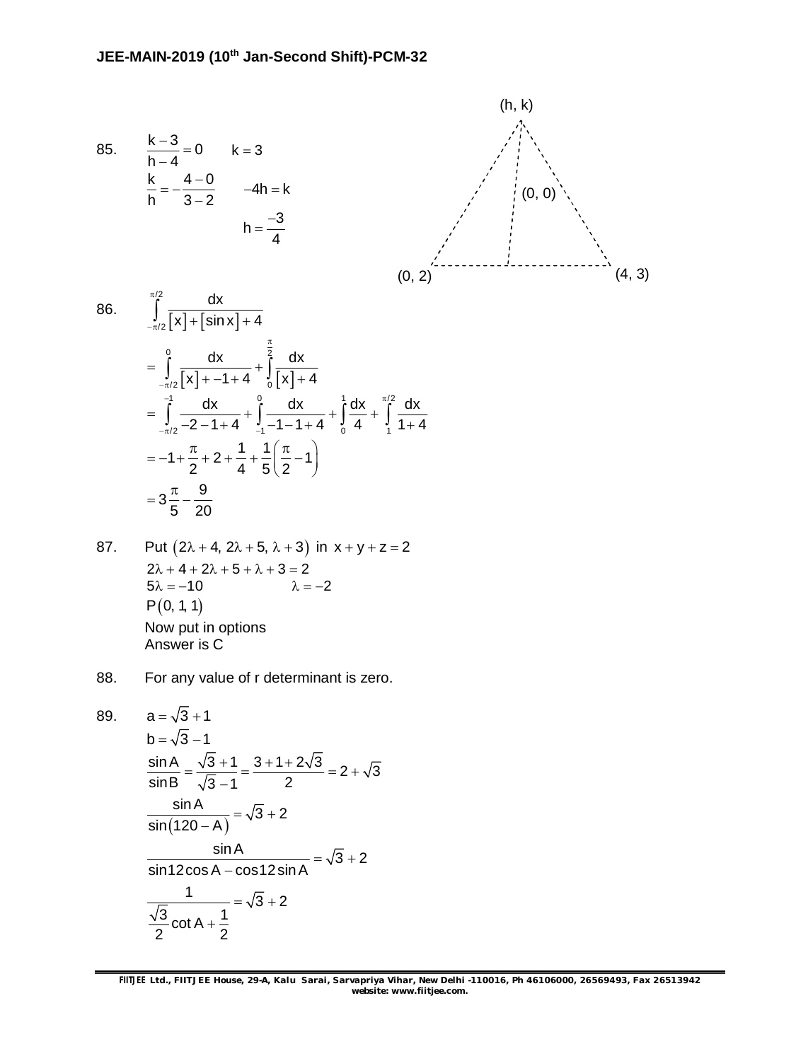85. $\dfrac{k-3}{h-4}=0 \qquad k=3$

$\dfrac{k}{h}=-\dfrac{4-0}{3-2} \qquad -4h=k$

$h=\dfrac{-3}{4}$

(h, k)

(0, 0)

(0, 2) (4, 3)

86. $\displaystyle\int_{-\pi/2}^{\pi/2}\frac{dx}{[x]+[\sin x]+4}$

$$=\int_{-\pi/2}^{0}\frac{dx}{[x]+-1+4}+\int_{0}^{\frac{\pi}{2}}\frac{dx}{[x]+4}$$

$$=\int_{-\pi/2}^{-1}\frac{dx}{-2-1+4}+\int_{-1}^{0}\frac{dx}{-1-1+4}+\int_{0}^{1}\frac{dx}{4}+\int_{1}^{\pi/2}\frac{dx}{1+4}$$

$$=-1+\frac{\pi}{2}+2+\frac{1}{4}+\frac{1}{5}\left(\frac{\pi}{2}-1\right)$$

$$=3\frac{\pi}{5}-\frac{9}{20}$$

87. Put $(2\lambda+4,\,2\lambda+5,\,\lambda+3)$ in $x+y+z=2$

$2\lambda+4+2\lambda+5+\lambda+3=2$

$5\lambda=-10 \qquad \lambda=-2$

$P(0,1,1)$

Now put in options

Answer is C

88. For any value of r determinant is zero.

89. $a=\sqrt{3}+1$

$b=\sqrt{3}-1$

$$\frac{\sin A}{\sin B}=\frac{\sqrt{3}+1}{\sqrt{3}-1}=\frac{3+1+2\sqrt{3}}{2}=2+\sqrt{3}$$

$$\frac{\sin A}{\sin(120-A)}=\sqrt{3}+2$$

$$\frac{\sin A}{\sin 12\cos A-\cos 12\sin A}=\sqrt{3}+2$$

$$\frac{1}{\frac{\sqrt{3}}{2}\cot A+\frac{1}{2}}=\sqrt{3}+2$$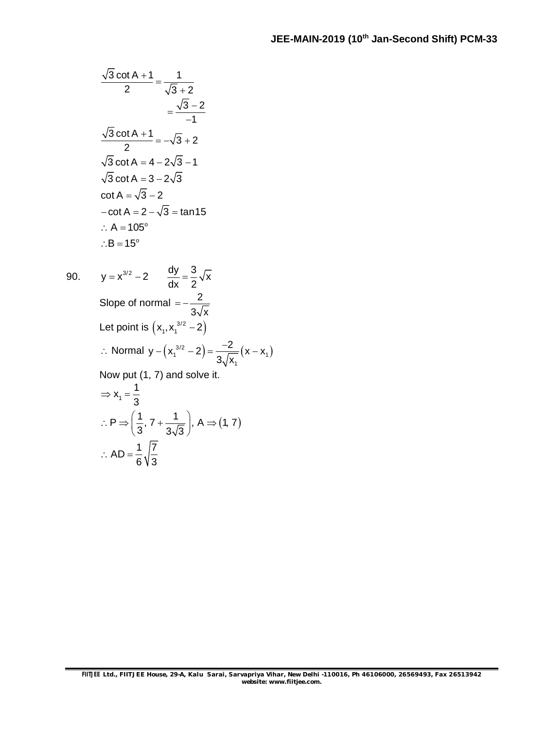$$\frac{\sqrt{3}\cot A + 1}{2} = \frac{1}{\sqrt{3}+2}$$

$$= \frac{\sqrt{3}-2}{-1}$$

$$\frac{\sqrt{3}\cot A + 1}{2} = -\sqrt{3} + 2$$

$$\sqrt{3}\cot A = 4 - 2\sqrt{3} - 1$$

$$\sqrt{3}\cot A = 3 - 2\sqrt{3}$$

$$\cot A = \sqrt{3} - 2$$

$$-\cot A = 2 - \sqrt{3} = \tan 15$$

$$\therefore A = 105^o$$

$$\therefore B = 15^o$$

90. $y = x^{3/2} - 2 \qquad \frac{dy}{dx} = \frac{3}{2}\sqrt{x}$

Slope of normal $= -\frac{2}{3\sqrt{x}}$

Let point is $\left(x_1, x_1^{3/2} - 2\right)$

$\therefore$ Normal $y - \left(x_1^{3/2} - 2\right) = \frac{-2}{3\sqrt{x_1}}\left(x - x_1\right)$

Now put (1, 7) and solve it.

$$\Rightarrow x_1 = \frac{1}{3}$$

$$\therefore P \Rightarrow \left(\frac{1}{3}, 7 + \frac{1}{3\sqrt{3}}\right),\ A \Rightarrow (1, 7)$$

$$\therefore AD = \frac{1}{6}\sqrt{\frac{7}{3}}$$